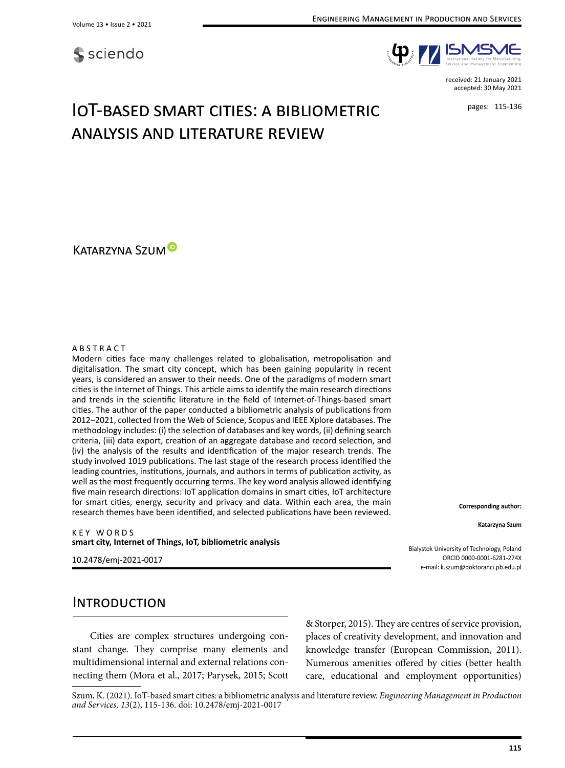received: 21 January 2021
accepted: 30 May 2021

# IoT-based smart cities: a bibliometric analysis and literature review

Katarzyna Szum

ABSTRACT

Modern cities face many challenges related to globalisation, metropolisation and digitalisation. The smart city concept, which has been gaining popularity in recent years, is considered an answer to their needs. One of the paradigms of modern smart cities is the Internet of Things. This article aims to identify the main research directions and trends in the scientific literature in the field of Internet-of-Things-based smart cities. The author of the paper conducted a bibliometric analysis of publications from 2012–2021, collected from the Web of Science, Scopus and IEEE Xplore databases. The methodology includes: (i) the selection of databases and key words, (ii) defining search criteria, (iii) data export, creation of an aggregate database and record selection, and (iv) the analysis of the results and identification of the major research trends. The study involved 1019 publications. The last stage of the research process identified the leading countries, institutions, journals, and authors in terms of publication activity, as well as the most frequently occurring terms. The key word analysis allowed identifying five main research directions: IoT application domains in smart cities, IoT architecture for smart cities, energy, security and privacy and data. Within each area, the main research themes have been identified, and selected publications have been reviewed.

KEY WORDS
**smart city, Internet of Things, IoT, bibliometric analysis**

10.2478/emj-2021-0017

**Corresponding author:**

**Katarzyna Szum**

Bialystok University of Technology, Poland
ORCID 0000-0001-6281-274X
e-mail: k.szum@doktoranci.pb.edu.pl

## Introduction

Cities are complex structures undergoing constant change. They comprise many elements and multidimensional internal and external relations connecting them (Mora et al., 2017; Parysek, 2015; Scott & Storper, 2015). They are centres of service provision, places of creativity development, and innovation and knowledge transfer (European Commission, 2011). Numerous amenities offered by cities (better health care, educational and employment opportunities)

Szum, K. (2021). IoT-based smart cities: a bibliometric analysis and literature review. *Engineering Management in Production and Services, 13*(2), 115-136. doi: 10.2478/emj-2021-0017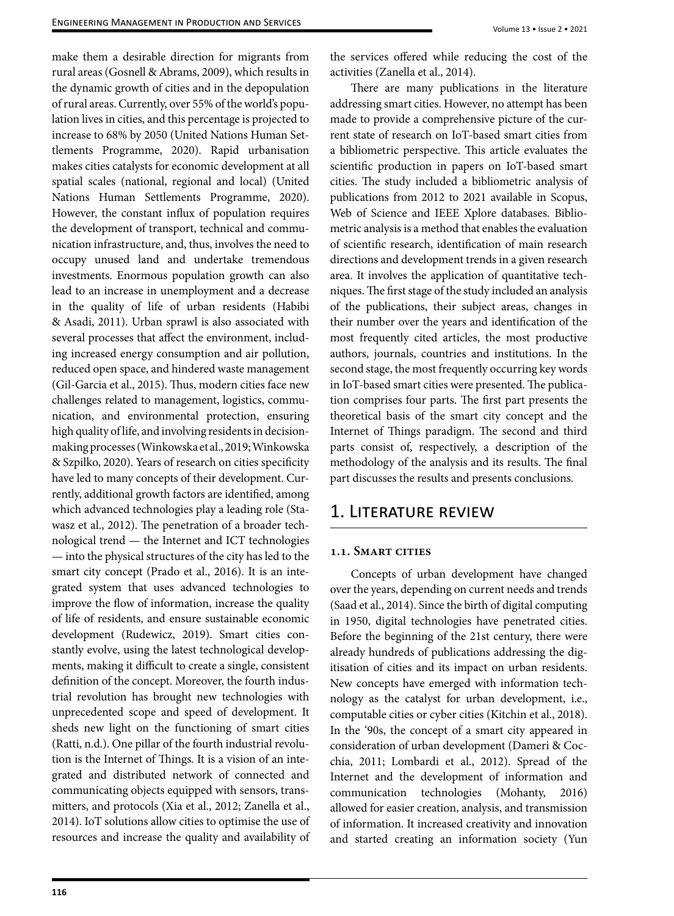make them a desirable direction for migrants from rural areas (Gosnell & Abrams, 2009), which results in the dynamic growth of cities and in the depopulation of rural areas. Currently, over 55% of the world's population lives in cities, and this percentage is projected to increase to 68% by 2050 (United Nations Human Settlements Programme, 2020). Rapid urbanisation makes cities catalysts for economic development at all spatial scales (national, regional and local) (United Nations Human Settlements Programme, 2020). However, the constant influx of population requires the development of transport, technical and communication infrastructure, and, thus, involves the need to occupy unused land and undertake tremendous investments. Enormous population growth can also lead to an increase in unemployment and a decrease in the quality of life of urban residents (Habibi & Asadi, 2011). Urban sprawl is also associated with several processes that affect the environment, including increased energy consumption and air pollution, reduced open space, and hindered waste management (Gil-Garcia et al., 2015). Thus, modern cities face new challenges related to management, logistics, communication, and environmental protection, ensuring high quality of life, and involving residents in decision-making processes (Winkowska et al., 2019; Winkowska & Szpilko, 2020). Years of research on cities specificity have led to many concepts of their development. Currently, additional growth factors are identified, among which advanced technologies play a leading role (Stawasz et al., 2012). The penetration of a broader technological trend — the Internet and ICT technologies — into the physical structures of the city has led to the smart city concept (Prado et al., 2016). It is an integrated system that uses advanced technologies to improve the flow of information, increase the quality of life of residents, and ensure sustainable economic development (Rudewicz, 2019). Smart cities constantly evolve, using the latest technological developments, making it difficult to create a single, consistent definition of the concept. Moreover, the fourth industrial revolution has brought new technologies with unprecedented scope and speed of development. It sheds new light on the functioning of smart cities (Ratti, n.d.). One pillar of the fourth industrial revolution is the Internet of Things. It is a vision of an integrated and distributed network of connected and communicating objects equipped with sensors, transmitters, and protocols (Xia et al., 2012; Zanella et al., 2014). IoT solutions allow cities to optimise the use of resources and increase the quality and availability of the services offered while reducing the cost of the activities (Zanella et al., 2014).

There are many publications in the literature addressing smart cities. However, no attempt has been made to provide a comprehensive picture of the current state of research on IoT-based smart cities from a bibliometric perspective. This article evaluates the scientific production in papers on IoT-based smart cities. The study included a bibliometric analysis of publications from 2012 to 2021 available in Scopus, Web of Science and IEEE Xplore databases. Bibliometric analysis is a method that enables the evaluation of scientific research, identification of main research directions and development trends in a given research area. It involves the application of quantitative techniques. The first stage of the study included an analysis of the publications, their subject areas, changes in their number over the years and identification of the most frequently cited articles, the most productive authors, journals, countries and institutions. In the second stage, the most frequently occurring key words in IoT-based smart cities were presented. The publication comprises four parts. The first part presents the theoretical basis of the smart city concept and the Internet of Things paradigm. The second and third parts consist of, respectively, a description of the methodology of the analysis and its results. The final part discusses the results and presents conclusions.

# 1. Literature review

### 1.1. Smart cities

Concepts of urban development have changed over the years, depending on current needs and trends (Saad et al., 2014). Since the birth of digital computing in 1950, digital technologies have penetrated cities. Before the beginning of the 21st century, there were already hundreds of publications addressing the digitisation of cities and its impact on urban residents. New concepts have emerged with information technology as the catalyst for urban development, i.e., computable cities or cyber cities (Kitchin et al., 2018). In the '90s, the concept of a smart city appeared in consideration of urban development (Dameri & Cocchia, 2011; Lombardi et al., 2012). Spread of the Internet and the development of information and communication technologies (Mohanty, 2016) allowed for easier creation, analysis, and transmission of information. It increased creativity and innovation and started creating an information society (Yun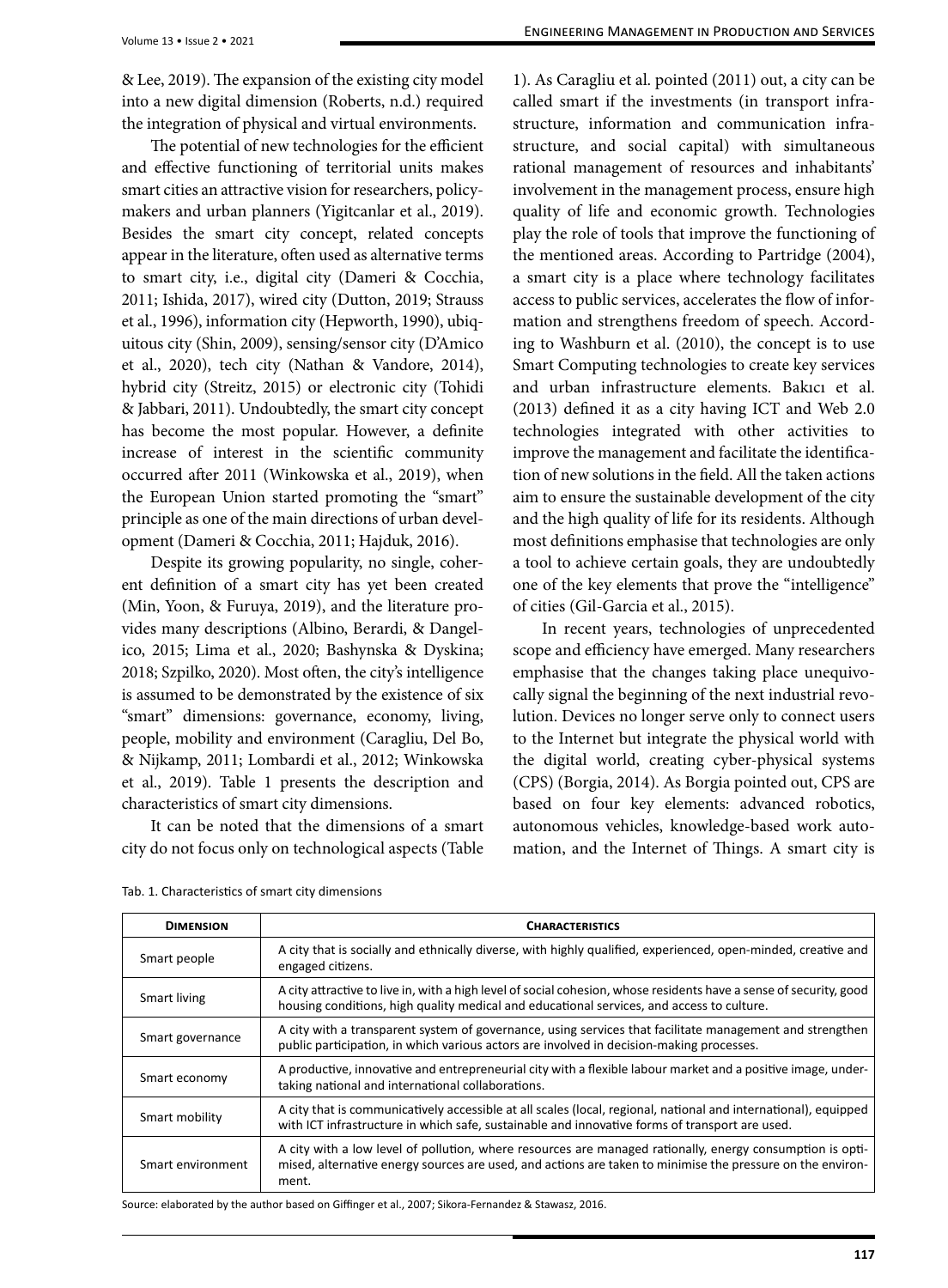& Lee, 2019). The expansion of the existing city model into a new digital dimension (Roberts, n.d.) required the integration of physical and virtual environments.

The potential of new technologies for the efficient and effective functioning of territorial units makes smart cities an attractive vision for researchers, policymakers and urban planners (Yigitcanlar et al., 2019). Besides the smart city concept, related concepts appear in the literature, often used as alternative terms to smart city, i.e., digital city (Dameri & Cocchia, 2011; Ishida, 2017), wired city (Dutton, 2019; Strauss et al., 1996), information city (Hepworth, 1990), ubiquitous city (Shin, 2009), sensing/sensor city (D'Amico et al., 2020), tech city (Nathan & Vandore, 2014), hybrid city (Streitz, 2015) or electronic city (Tohidi & Jabbari, 2011). Undoubtedly, the smart city concept has become the most popular. However, a definite increase of interest in the scientific community occurred after 2011 (Winkowska et al., 2019), when the European Union started promoting the "smart" principle as one of the main directions of urban development (Dameri & Cocchia, 2011; Hajduk, 2016).

Despite its growing popularity, no single, coherent definition of a smart city has yet been created (Min, Yoon, & Furuya, 2019), and the literature provides many descriptions (Albino, Berardi, & Dangelico, 2015; Lima et al., 2020; Bashynska & Dyskina; 2018; Szpilko, 2020). Most often, the city's intelligence is assumed to be demonstrated by the existence of six "smart" dimensions: governance, economy, living, people, mobility and environment (Caragliu, Del Bo, & Nijkamp, 2011; Lombardi et al., 2012; Winkowska et al., 2019). Table 1 presents the description and characteristics of smart city dimensions.

It can be noted that the dimensions of a smart city do not focus only on technological aspects (Table 1). As Caragliu et al. pointed (2011) out, a city can be called smart if the investments (in transport infrastructure, information and communication infrastructure, and social capital) with simultaneous rational management of resources and inhabitants' involvement in the management process, ensure high quality of life and economic growth. Technologies play the role of tools that improve the functioning of the mentioned areas. According to Partridge (2004), a smart city is a place where technology facilitates access to public services, accelerates the flow of information and strengthens freedom of speech. According to Washburn et al. (2010), the concept is to use Smart Computing technologies to create key services and urban infrastructure elements. Bakıcı et al. (2013) defined it as a city having ICT and Web 2.0 technologies integrated with other activities to improve the management and facilitate the identification of new solutions in the field. All the taken actions aim to ensure the sustainable development of the city and the high quality of life for its residents. Although most definitions emphasise that technologies are only a tool to achieve certain goals, they are undoubtedly one of the key elements that prove the "intelligence" of cities (Gil-Garcia et al., 2015).

In recent years, technologies of unprecedented scope and efficiency have emerged. Many researchers emphasise that the changes taking place unequivocally signal the beginning of the next industrial revolution. Devices no longer serve only to connect users to the Internet but integrate the physical world with the digital world, creating cyber-physical systems (CPS) (Borgia, 2014). As Borgia pointed out, CPS are based on four key elements: advanced robotics, autonomous vehicles, knowledge-based work automation, and the Internet of Things. A smart city is

Tab. 1. Characteristics of smart city dimensions

| Dimension | Characteristics |
| --- | --- |
| Smart people | A city that is socially and ethnically diverse, with highly qualified, experienced, open-minded, creative and engaged citizens. |
| Smart living | A city attractive to live in, with a high level of social cohesion, whose residents have a sense of security, good housing conditions, high quality medical and educational services, and access to culture. |
| Smart governance | A city with a transparent system of governance, using services that facilitate management and strengthen public participation, in which various actors are involved in decision-making processes. |
| Smart economy | A productive, innovative and entrepreneurial city with a flexible labour market and a positive image, undertaking national and international collaborations. |
| Smart mobility | A city that is communicatively accessible at all scales (local, regional, national and international), equipped with ICT infrastructure in which safe, sustainable and innovative forms of transport are used. |
| Smart environment | A city with a low level of pollution, where resources are managed rationally, energy consumption is optimised, alternative energy sources are used, and actions are taken to minimise the pressure on the environment. |

Source: elaborated by the author based on Giffinger et al., 2007; Sikora-Fernandez & Stawasz, 2016.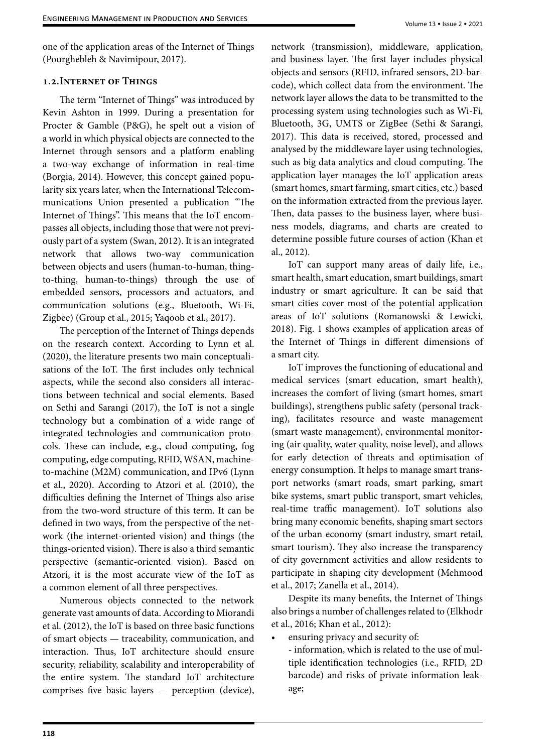one of the application areas of the Internet of Things (Pourghebleh & Navimipour, 2017).

## 1.2. Internet of Things

The term "Internet of Things" was introduced by Kevin Ashton in 1999. During a presentation for Procter & Gamble (P&G), he spelt out a vision of a world in which physical objects are connected to the Internet through sensors and a platform enabling a two-way exchange of information in real-time (Borgia, 2014). However, this concept gained popularity six years later, when the International Telecommunications Union presented a publication "The Internet of Things". This means that the IoT encompasses all objects, including those that were not previously part of a system (Swan, 2012). It is an integrated network that allows two-way communication between objects and users (human-to-human, thing-to-thing, human-to-things) through the use of embedded sensors, processors and actuators, and communication solutions (e.g., Bluetooth, Wi-Fi, Zigbee) (Group et al., 2015; Yaqoob et al., 2017).

The perception of the Internet of Things depends on the research context. According to Lynn et al. (2020), the literature presents two main conceptualisations of the IoT. The first includes only technical aspects, while the second also considers all interactions between technical and social elements. Based on Sethi and Sarangi (2017), the IoT is not a single technology but a combination of a wide range of integrated technologies and communication protocols. These can include, e.g., cloud computing, fog computing, edge computing, RFID, WSAN, machine-to-machine (M2M) communication, and IPv6 (Lynn et al., 2020). According to Atzori et al. (2010), the difficulties defining the Internet of Things also arise from the two-word structure of this term. It can be defined in two ways, from the perspective of the network (the internet-oriented vision) and things (the things-oriented vision). There is also a third semantic perspective (semantic-oriented vision). Based on Atzori, it is the most accurate view of the IoT as a common element of all three perspectives.

Numerous objects connected to the network generate vast amounts of data. According to Miorandi et al. (2012), the IoT is based on three basic functions of smart objects — traceability, communication, and interaction. Thus, IoT architecture should ensure security, reliability, scalability and interoperability of the entire system. The standard IoT architecture comprises five basic layers — perception (device), network (transmission), middleware, application, and business layer. The first layer includes physical objects and sensors (RFID, infrared sensors, 2D-barcode), which collect data from the environment. The network layer allows the data to be transmitted to the processing system using technologies such as Wi-Fi, Bluetooth, 3G, UMTS or ZigBee (Sethi & Sarangi, 2017). This data is received, stored, processed and analysed by the middleware layer using technologies, such as big data analytics and cloud computing. The application layer manages the IoT application areas (smart homes, smart farming, smart cities, etc.) based on the information extracted from the previous layer. Then, data passes to the business layer, where business models, diagrams, and charts are created to determine possible future courses of action (Khan et al., 2012).

IoT can support many areas of daily life, i.e., smart health, smart education, smart buildings, smart industry or smart agriculture. It can be said that smart cities cover most of the potential application areas of IoT solutions (Romanowski & Lewicki, 2018). Fig. 1 shows examples of application areas of the Internet of Things in different dimensions of a smart city.

IoT improves the functioning of educational and medical services (smart education, smart health), increases the comfort of living (smart homes, smart buildings), strengthens public safety (personal tracking), facilitates resource and waste management (smart waste management), environmental monitoring (air quality, water quality, noise level), and allows for early detection of threats and optimisation of energy consumption. It helps to manage smart transport networks (smart roads, smart parking, smart bike systems, smart public transport, smart vehicles, real-time traffic management). IoT solutions also bring many economic benefits, shaping smart sectors of the urban economy (smart industry, smart retail, smart tourism). They also increase the transparency of city government activities and allow residents to participate in shaping city development (Mehmood et al., 2017; Zanella et al., 2014).

Despite its many benefits, the Internet of Things also brings a number of challenges related to (Elkhodr et al., 2016; Khan et al., 2012):

- ensuring privacy and security of:
  - information, which is related to the use of multiple identification technologies (i.e., RFID, 2D barcode) and risks of private information leakage;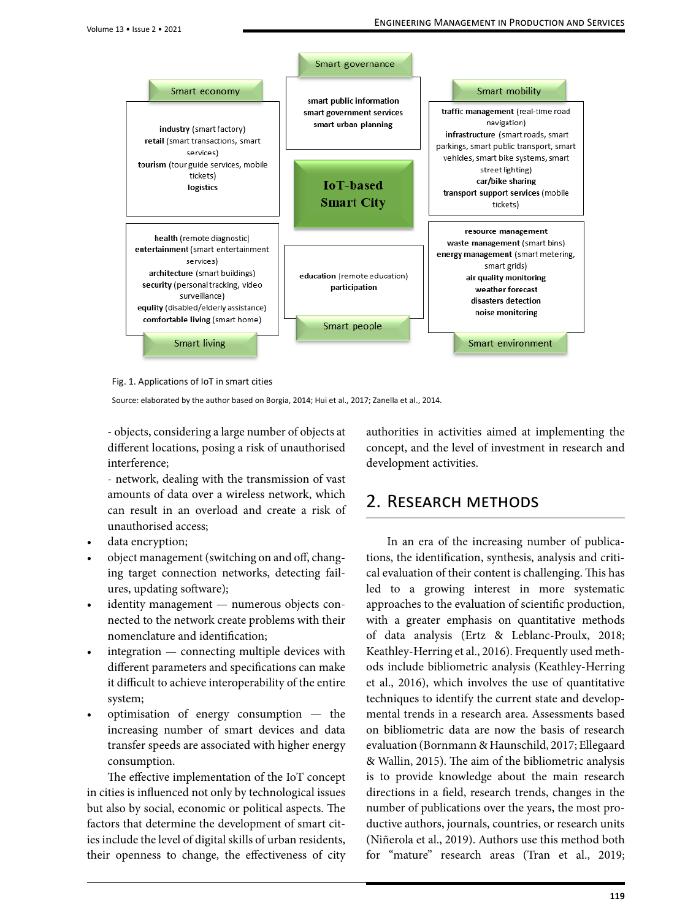Smart governance

smart public information
smart government services
smart urban planning

Smart economy

industry (smart factory)
retail (smart transactions, smart services)
tourism (tour guide services, mobile tickets)
logistics

Smart mobility

traffic management (real-time road navigation)
infrastructure (smart roads, smart parkings, smart public transport, smart vehicles, smart bike systems, smart street lighting)
car/bike sharing
transport support services (mobile tickets)

IoT-based Smart City

health (remote diagnostic)
entertainment (smart entertainment services)
architecture (smart buildings)
security (personal tracking, video surveillance)
equlity (disabled/elderly assistance)
comfortable living (smart home)

Smart living

education (remote education)
participation

Smart people

resource management
waste management (smart bins)
energy management (smart metering, smart grids)
air quality monitoring
weather forecast
disasters detection
noise monitoring

Smart environment

Fig. 1. Applications of IoT in smart cities

Source: elaborated by the author based on Borgia, 2014; Hui et al., 2017; Zanella et al., 2014.

- objects, considering a large number of objects at different locations, posing a risk of unauthorised interference;
- network, dealing with the transmission of vast amounts of data over a wireless network, which can result in an overload and create a risk of unauthorised access;

- data encryption;
- object management (switching on and off, changing target connection networks, detecting failures, updating software);
- identity management — numerous objects connected to the network create problems with their nomenclature and identification;
- integration — connecting multiple devices with different parameters and specifications can make it difficult to achieve interoperability of the entire system;
- optimisation of energy consumption — the increasing number of smart devices and data transfer speeds are associated with higher energy consumption.

The effective implementation of the IoT concept in cities is influenced not only by technological issues but also by social, economic or political aspects. The factors that determine the development of smart cities include the level of digital skills of urban residents, their openness to change, the effectiveness of city authorities in activities aimed at implementing the concept, and the level of investment in research and development activities.

## 2. Research methods

In an era of the increasing number of publications, the identification, synthesis, analysis and critical evaluation of their content is challenging. This has led to a growing interest in more systematic approaches to the evaluation of scientific production, with a greater emphasis on quantitative methods of data analysis (Ertz & Leblanc-Proulx, 2018; Keathley-Herring et al., 2016). Frequently used methods include bibliometric analysis (Keathley-Herring et al., 2016), which involves the use of quantitative techniques to identify the current state and developmental trends in a research area. Assessments based on bibliometric data are now the basis of research evaluation (Bornmann & Haunschild, 2017; Ellegaard & Wallin, 2015). The aim of the bibliometric analysis is to provide knowledge about the main research directions in a field, research trends, changes in the number of publications over the years, the most productive authors, journals, countries, or research units (Niñerola et al., 2019). Authors use this method both for "mature" research areas (Tran et al., 2019;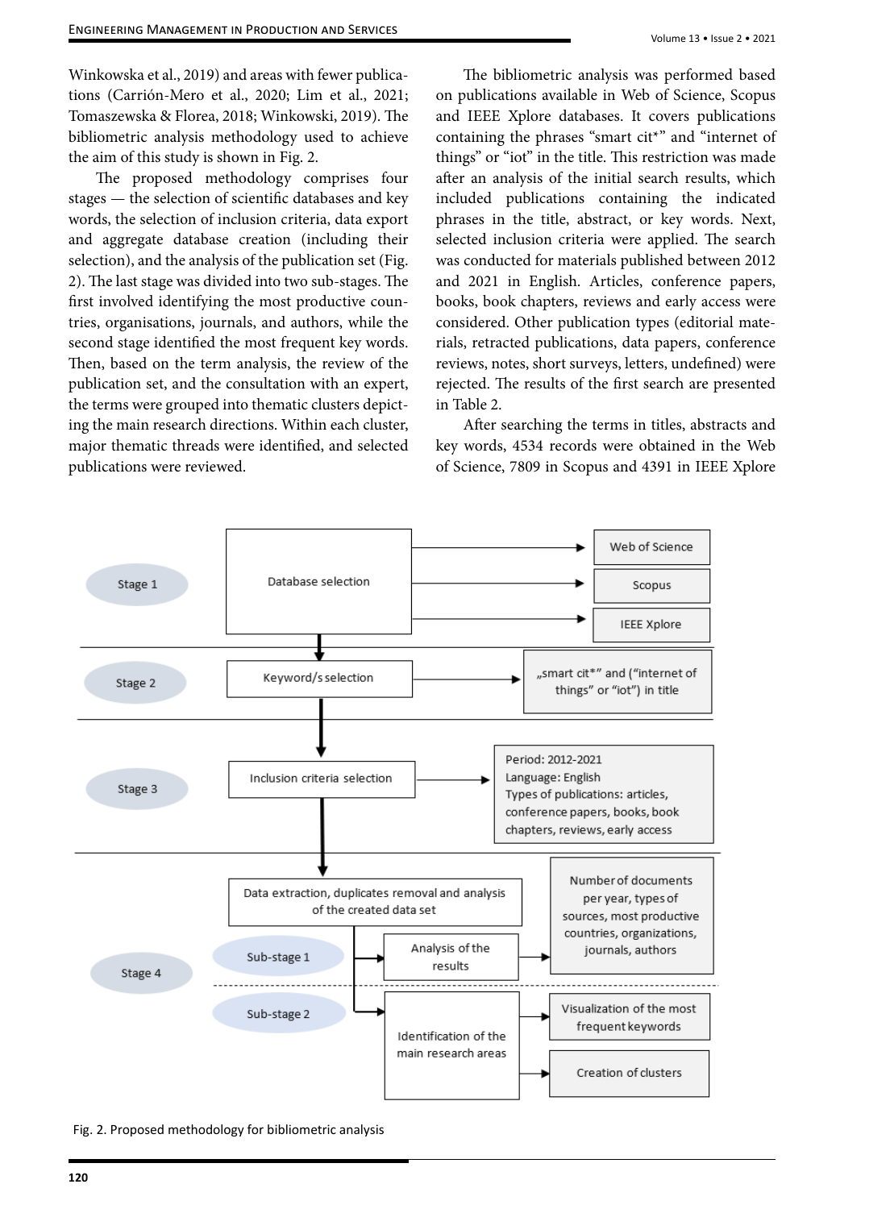Winkowska et al., 2019) and areas with fewer publications (Carrión-Mero et al., 2020; Lim et al., 2021; Tomaszewska & Florea, 2018; Winkowski, 2019). The bibliometric analysis methodology used to achieve the aim of this study is shown in Fig. 2.

The proposed methodology comprises four stages — the selection of scientific databases and key words, the selection of inclusion criteria, data export and aggregate database creation (including their selection), and the analysis of the publication set (Fig. 2). The last stage was divided into two sub-stages. The first involved identifying the most productive countries, organisations, journals, and authors, while the second stage identified the most frequent key words. Then, based on the term analysis, the review of the publication set, and the consultation with an expert, the terms were grouped into thematic clusters depicting the main research directions. Within each cluster, major thematic threads were identified, and selected publications were reviewed.

The bibliometric analysis was performed based on publications available in Web of Science, Scopus and IEEE Xplore databases. It covers publications containing the phrases "smart cit*" and "internet of things" or "iot" in the title. This restriction was made after an analysis of the initial search results, which included publications containing the indicated phrases in the title, abstract, or key words. Next, selected inclusion criteria were applied. The search was conducted for materials published between 2012 and 2021 in English. Articles, conference papers, books, book chapters, reviews and early access were considered. Other publication types (editorial materials, retracted publications, data papers, conference reviews, notes, short surveys, letters, undefined) were rejected. The results of the first search are presented in Table 2.

After searching the terms in titles, abstracts and key words, 4534 records were obtained in the Web of Science, 7809 in Scopus and 4391 in IEEE Xplore

Stage 1
Database selection
Web of Science
Scopus
IEEE Xplore

Stage 2
Keyword/s selection
„smart cit*" and ("internet of things" or "iot") in title

Stage 3
Inclusion criteria selection
Period: 2012-2021
Language: English
Types of publications: articles, conference papers, books, book chapters, reviews, early access

Stage 4
Data extraction, duplicates removal and analysis of the created data set
Sub-stage 1
Analysis of the results
Number of documents per year, types of sources, most productive countries, organizations, journals, authors
Sub-stage 2
Identification of the main research areas
Visualization of the most frequent keywords
Creation of clusters

Fig. 2. Proposed methodology for bibliometric analysis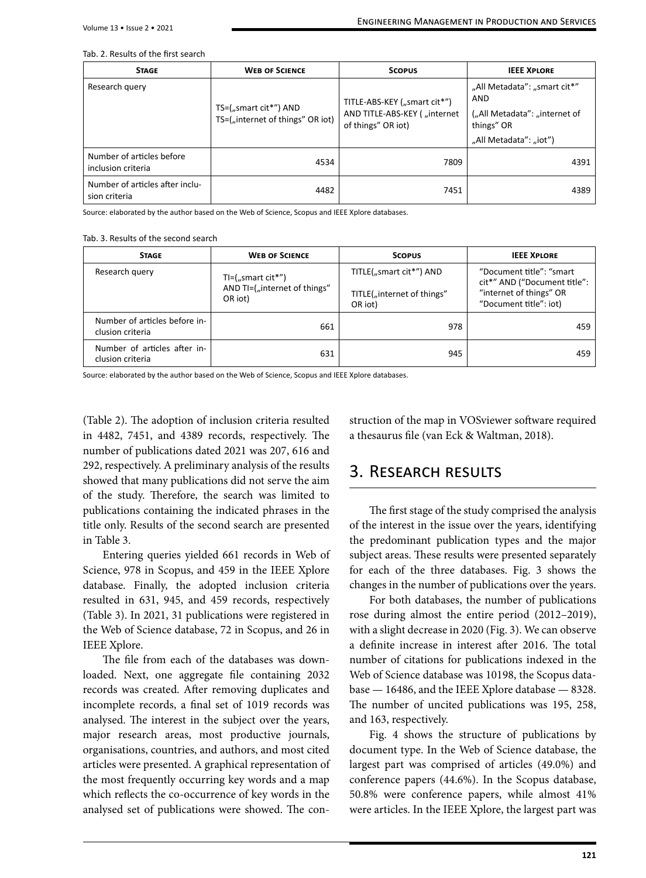Tab. 2. Results of the first search

| **Stage** | **Web of Science** | **Scopus** | **IEEE Xplore** |
|---|---|---|---|
| Research query | TS=(„smart cit*") AND TS=(„internet of things" OR iot) | TITLE-ABS-KEY („smart cit*") AND TITLE-ABS-KEY ( „internet of things" OR iot) | „All Metadata": „smart cit*" AND („All Metadata": „internet of things" OR „All Metadata": „iot") |
| Number of articles before inclusion criteria | 4534 | 7809 | 4391 |
| Number of articles after inclusion criteria | 4482 | 7451 | 4389 |

Source: elaborated by the author based on the Web of Science, Scopus and IEEE Xplore databases.

Tab. 3. Results of the second search

| **Stage** | **Web of Science** | **Scopus** | **IEEE Xplore** |
|---|---|---|---|
| Research query | TI=(„smart cit*") AND TI=(„internet of things" OR iot) | TITLE(„smart cit*") AND TITLE(„internet of things" OR iot) | "Document title": "smart cit*" AND ("Document title": "internet of things" OR "Document title": iot) |
| Number of articles before inclusion criteria | 661 | 978 | 459 |
| Number of articles after inclusion criteria | 631 | 945 | 459 |

Source: elaborated by the author based on the Web of Science, Scopus and IEEE Xplore databases.

(Table 2). The adoption of inclusion criteria resulted in 4482, 7451, and 4389 records, respectively. The number of publications dated 2021 was 207, 616 and 292, respectively. A preliminary analysis of the results showed that many publications did not serve the aim of the study. Therefore, the search was limited to publications containing the indicated phrases in the title only. Results of the second search are presented in Table 3.

Entering queries yielded 661 records in Web of Science, 978 in Scopus, and 459 in the IEEE Xplore database. Finally, the adopted inclusion criteria resulted in 631, 945, and 459 records, respectively (Table 3). In 2021, 31 publications were registered in the Web of Science database, 72 in Scopus, and 26 in IEEE Xplore.

The file from each of the databases was downloaded. Next, one aggregate file containing 2032 records was created. After removing duplicates and incomplete records, a final set of 1019 records was analysed. The interest in the subject over the years, major research areas, most productive journals, organisations, countries, and authors, and most cited articles were presented. A graphical representation of the most frequently occurring key words and a map which reflects the co-occurrence of key words in the analysed set of publications were showed. The construction of the map in VOSviewer software required a thesaurus file (van Eck & Waltman, 2018).

## 3. Research results

The first stage of the study comprised the analysis of the interest in the issue over the years, identifying the predominant publication types and the major subject areas. These results were presented separately for each of the three databases. Fig. 3 shows the changes in the number of publications over the years.

For both databases, the number of publications rose during almost the entire period (2012–2019), with a slight decrease in 2020 (Fig. 3). We can observe a definite increase in interest after 2016. The total number of citations for publications indexed in the Web of Science database was 10198, the Scopus database — 16486, and the IEEE Xplore database — 8328. The number of uncited publications was 195, 258, and 163, respectively.

Fig. 4 shows the structure of publications by document type. In the Web of Science database, the largest part was comprised of articles (49.0%) and conference papers (44.6%). In the Scopus database, 50.8% were conference papers, while almost 41% were articles. In the IEEE Xplore, the largest part was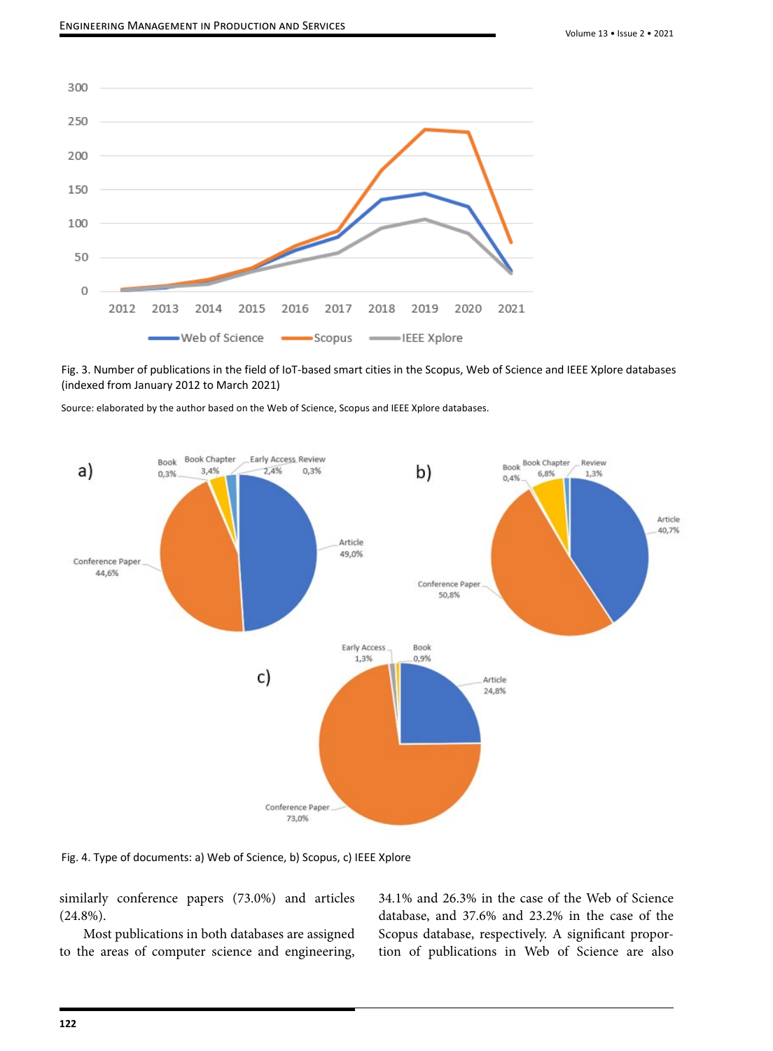Fig. 3. Number of publications in the field of IoT-based smart cities in the Scopus, Web of Science and IEEE Xplore databases (indexed from January 2012 to March 2021)

Source: elaborated by the author based on the Web of Science, Scopus and IEEE Xplore databases.

Fig. 4. Type of documents: a) Web of Science, b) Scopus, c) IEEE Xplore

similarly conference papers (73.0%) and articles (24.8%).

Most publications in both databases are assigned to the areas of computer science and engineering, 34.1% and 26.3% in the case of the Web of Science database, and 37.6% and 23.2% in the case of the Scopus database, respectively. A significant proportion of publications in Web of Science are also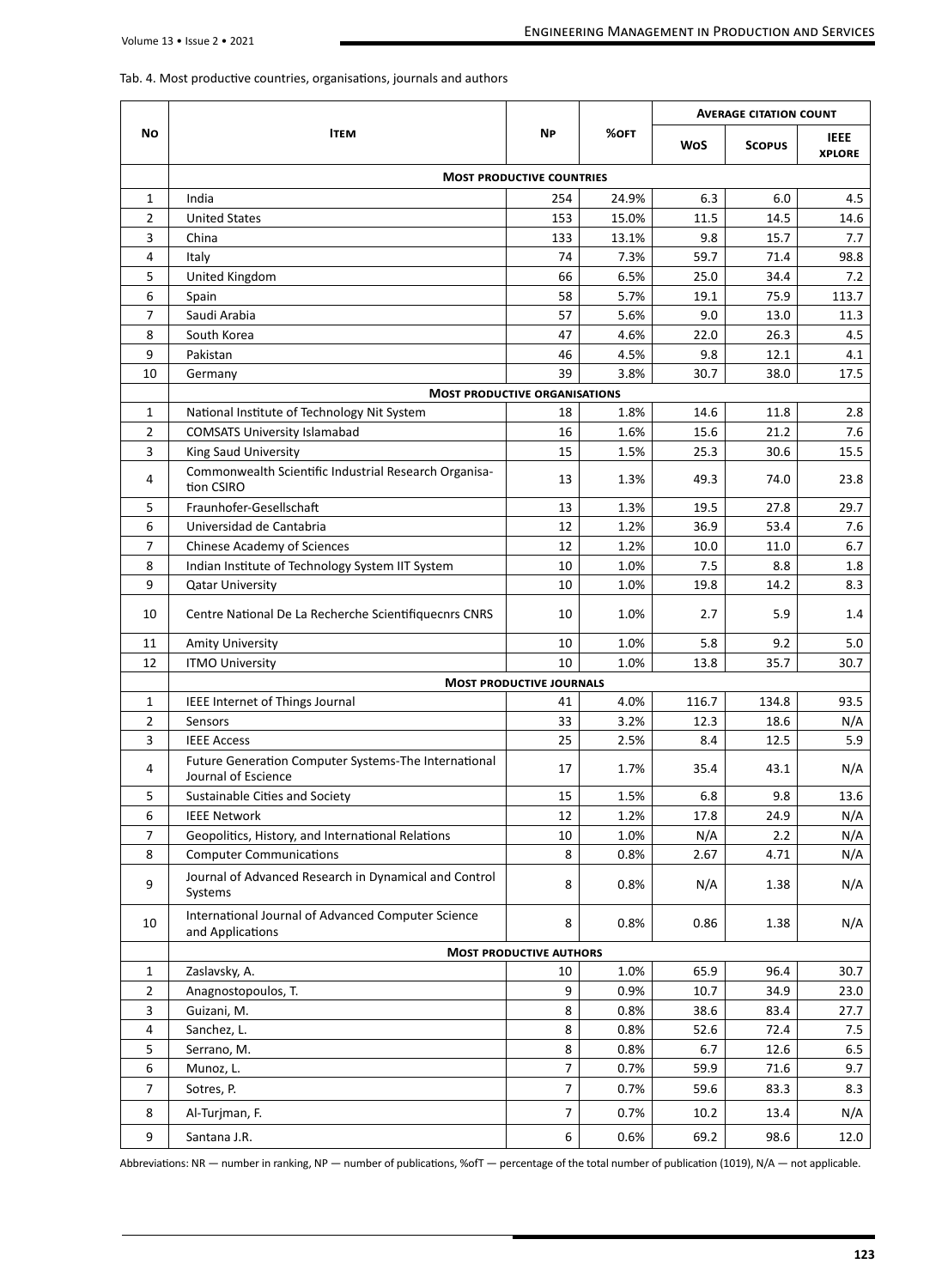Tab. 4. Most productive countries, organisations, journals and authors

| No | Item | Np | %ofT | Average citation count | | |
|---|---|---|---|---|---|---|
| | | | | WoS | Scopus | IEEE Xplore |
| | **Most productive countries** | | | | | |
| 1 | India | 254 | 24.9% | 6.3 | 6.0 | 4.5 |
| 2 | United States | 153 | 15.0% | 11.5 | 14.5 | 14.6 |
| 3 | China | 133 | 13.1% | 9.8 | 15.7 | 7.7 |
| 4 | Italy | 74 | 7.3% | 59.7 | 71.4 | 98.8 |
| 5 | United Kingdom | 66 | 6.5% | 25.0 | 34.4 | 7.2 |
| 6 | Spain | 58 | 5.7% | 19.1 | 75.9 | 113.7 |
| 7 | Saudi Arabia | 57 | 5.6% | 9.0 | 13.0 | 11.3 |
| 8 | South Korea | 47 | 4.6% | 22.0 | 26.3 | 4.5 |
| 9 | Pakistan | 46 | 4.5% | 9.8 | 12.1 | 4.1 |
| 10 | Germany | 39 | 3.8% | 30.7 | 38.0 | 17.5 |
| | **Most productive organisations** | | | | | |
| 1 | National Institute of Technology Nit System | 18 | 1.8% | 14.6 | 11.8 | 2.8 |
| 2 | COMSATS University Islamabad | 16 | 1.6% | 15.6 | 21.2 | 7.6 |
| 3 | King Saud University | 15 | 1.5% | 25.3 | 30.6 | 15.5 |
| 4 | Commonwealth Scientific Industrial Research Organisation CSIRO | 13 | 1.3% | 49.3 | 74.0 | 23.8 |
| 5 | Fraunhofer-Gesellschaft | 13 | 1.3% | 19.5 | 27.8 | 29.7 |
| 6 | Universidad de Cantabria | 12 | 1.2% | 36.9 | 53.4 | 7.6 |
| 7 | Chinese Academy of Sciences | 12 | 1.2% | 10.0 | 11.0 | 6.7 |
| 8 | Indian Institute of Technology System IIT System | 10 | 1.0% | 7.5 | 8.8 | 1.8 |
| 9 | Qatar University | 10 | 1.0% | 19.8 | 14.2 | 8.3 |
| 10 | Centre National De La Recherche Scientifiquecnrs CNRS | 10 | 1.0% | 2.7 | 5.9 | 1.4 |
| 11 | Amity University | 10 | 1.0% | 5.8 | 9.2 | 5.0 |
| 12 | ITMO University | 10 | 1.0% | 13.8 | 35.7 | 30.7 |
| | **Most productive journals** | | | | | |
| 1 | IEEE Internet of Things Journal | 41 | 4.0% | 116.7 | 134.8 | 93.5 |
| 2 | Sensors | 33 | 3.2% | 12.3 | 18.6 | N/A |
| 3 | IEEE Access | 25 | 2.5% | 8.4 | 12.5 | 5.9 |
| 4 | Future Generation Computer Systems-The International Journal of Escience | 17 | 1.7% | 35.4 | 43.1 | N/A |
| 5 | Sustainable Cities and Society | 15 | 1.5% | 6.8 | 9.8 | 13.6 |
| 6 | IEEE Network | 12 | 1.2% | 17.8 | 24.9 | N/A |
| 7 | Geopolitics, History, and International Relations | 10 | 1.0% | N/A | 2.2 | N/A |
| 8 | Computer Communications | 8 | 0.8% | 2.67 | 4.71 | N/A |
| 9 | Journal of Advanced Research in Dynamical and Control Systems | 8 | 0.8% | N/A | 1.38 | N/A |
| 10 | International Journal of Advanced Computer Science and Applications | 8 | 0.8% | 0.86 | 1.38 | N/A |
| | **Most productive authors** | | | | | |
| 1 | Zaslavsky, A. | 10 | 1.0% | 65.9 | 96.4 | 30.7 |
| 2 | Anagnostopoulos, T. | 9 | 0.9% | 10.7 | 34.9 | 23.0 |
| 3 | Guizani, M. | 8 | 0.8% | 38.6 | 83.4 | 27.7 |
| 4 | Sanchez, L. | 8 | 0.8% | 52.6 | 72.4 | 7.5 |
| 5 | Serrano, M. | 8 | 0.8% | 6.7 | 12.6 | 6.5 |
| 6 | Munoz, L. | 7 | 0.7% | 59.9 | 71.6 | 9.7 |
| 7 | Sotres, P. | 7 | 0.7% | 59.6 | 83.3 | 8.3 |
| 8 | Al-Turjman, F. | 7 | 0.7% | 10.2 | 13.4 | N/A |
| 9 | Santana J.R. | 6 | 0.6% | 69.2 | 98.6 | 12.0 |

Abbreviations: NR — number in ranking, NP — number of publications, %ofT — percentage of the total number of publication (1019), N/A — not applicable.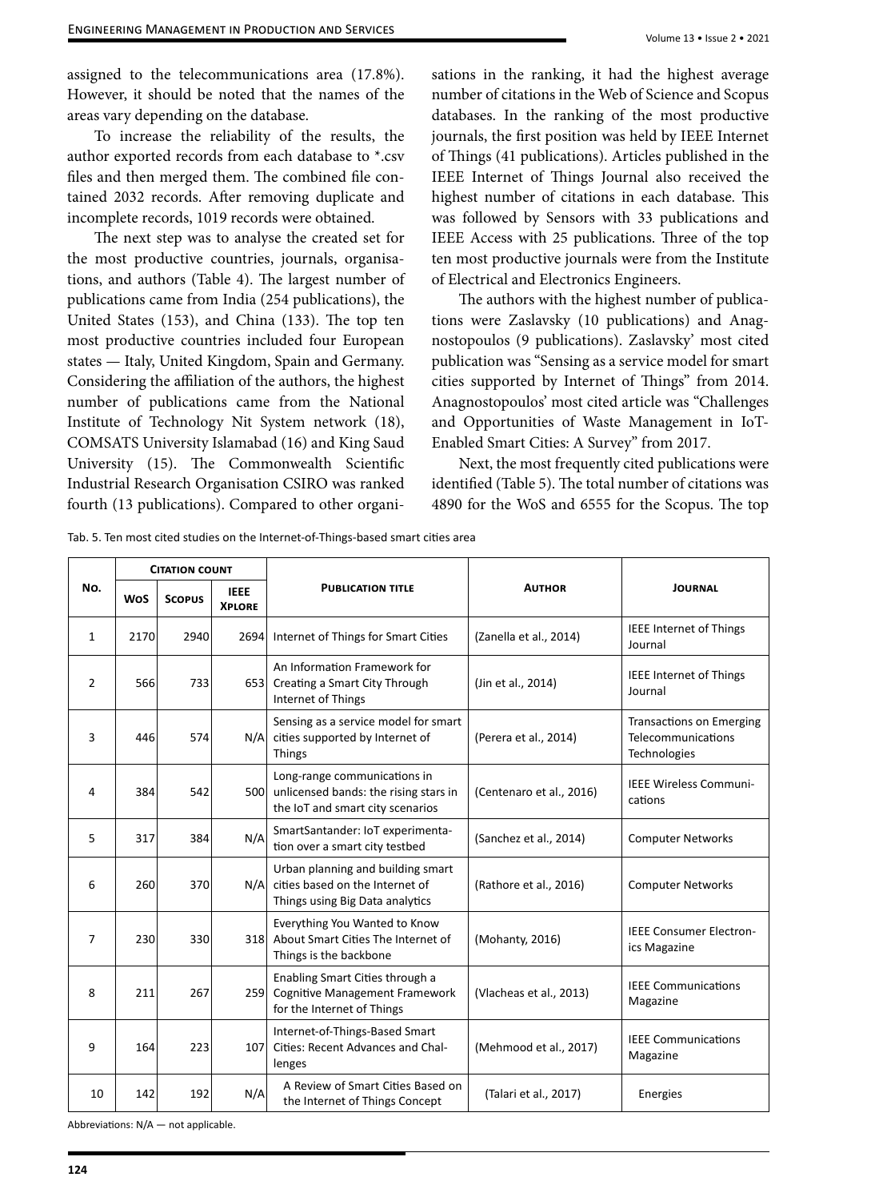assigned to the telecommunications area (17.8%). However, it should be noted that the names of the areas vary depending on the database.

To increase the reliability of the results, the author exported records from each database to *.csv files and then merged them. The combined file contained 2032 records. After removing duplicate and incomplete records, 1019 records were obtained.

The next step was to analyse the created set for the most productive countries, journals, organisations, and authors (Table 4). The largest number of publications came from India (254 publications), the United States (153), and China (133). The top ten most productive countries included four European states — Italy, United Kingdom, Spain and Germany. Considering the affiliation of the authors, the highest number of publications came from the National Institute of Technology Nit System network (18), COMSATS University Islamabad (16) and King Saud University (15). The Commonwealth Scientific Industrial Research Organisation CSIRO was ranked fourth (13 publications). Compared to other organisations in the ranking, it had the highest average number of citations in the Web of Science and Scopus databases. In the ranking of the most productive journals, the first position was held by IEEE Internet of Things (41 publications). Articles published in the IEEE Internet of Things Journal also received the highest number of citations in each database. This was followed by Sensors with 33 publications and IEEE Access with 25 publications. Three of the top ten most productive journals were from the Institute of Electrical and Electronics Engineers.

The authors with the highest number of publications were Zaslavsky (10 publications) and Anagnostopoulos (9 publications). Zaslavsky' most cited publication was "Sensing as a service model for smart cities supported by Internet of Things" from 2014. Anagnostopoulos' most cited article was "Challenges and Opportunities of Waste Management in IoT-Enabled Smart Cities: A Survey" from 2017.

Next, the most frequently cited publications were identified (Table 5). The total number of citations was 4890 for the WoS and 6555 for the Scopus. The top

Tab. 5. Ten most cited studies on the Internet-of-Things-based smart cities area

| No. | Citation count | | | Publication title | Author | Journal |
|---|---|---|---|---|---|---|
| | WoS | Scopus | IEEE Xplore | | | |
| 1 | 2170 | 2940 | 2694 | Internet of Things for Smart Cities | (Zanella et al., 2014) | IEEE Internet of Things Journal |
| 2 | 566 | 733 | 653 | An Information Framework for Creating a Smart City Through Internet of Things | (Jin et al., 2014) | IEEE Internet of Things Journal |
| 3 | 446 | 574 | N/A | Sensing as a service model for smart cities supported by Internet of Things | (Perera et al., 2014) | Transactions on Emerging Telecommunications Technologies |
| 4 | 384 | 542 | 500 | Long-range communications in unlicensed bands: the rising stars in the IoT and smart city scenarios | (Centenaro et al., 2016) | IEEE Wireless Communications |
| 5 | 317 | 384 | N/A | SmartSantander: IoT experimentation over a smart city testbed | (Sanchez et al., 2014) | Computer Networks |
| 6 | 260 | 370 | N/A | Urban planning and building smart cities based on the Internet of Things using Big Data analytics | (Rathore et al., 2016) | Computer Networks |
| 7 | 230 | 330 | 318 | Everything You Wanted to Know About Smart Cities The Internet of Things is the backbone | (Mohanty, 2016) | IEEE Consumer Electronics Magazine |
| 8 | 211 | 267 | 259 | Enabling Smart Cities through a Cognitive Management Framework for the Internet of Things | (Vlacheas et al., 2013) | IEEE Communications Magazine |
| 9 | 164 | 223 | 107 | Internet-of-Things-Based Smart Cities: Recent Advances and Challenges | (Mehmood et al., 2017) | IEEE Communications Magazine |
| 10 | 142 | 192 | N/A | A Review of Smart Cities Based on the Internet of Things Concept | (Talari et al., 2017) | Energies |

Abbreviations: N/A — not applicable.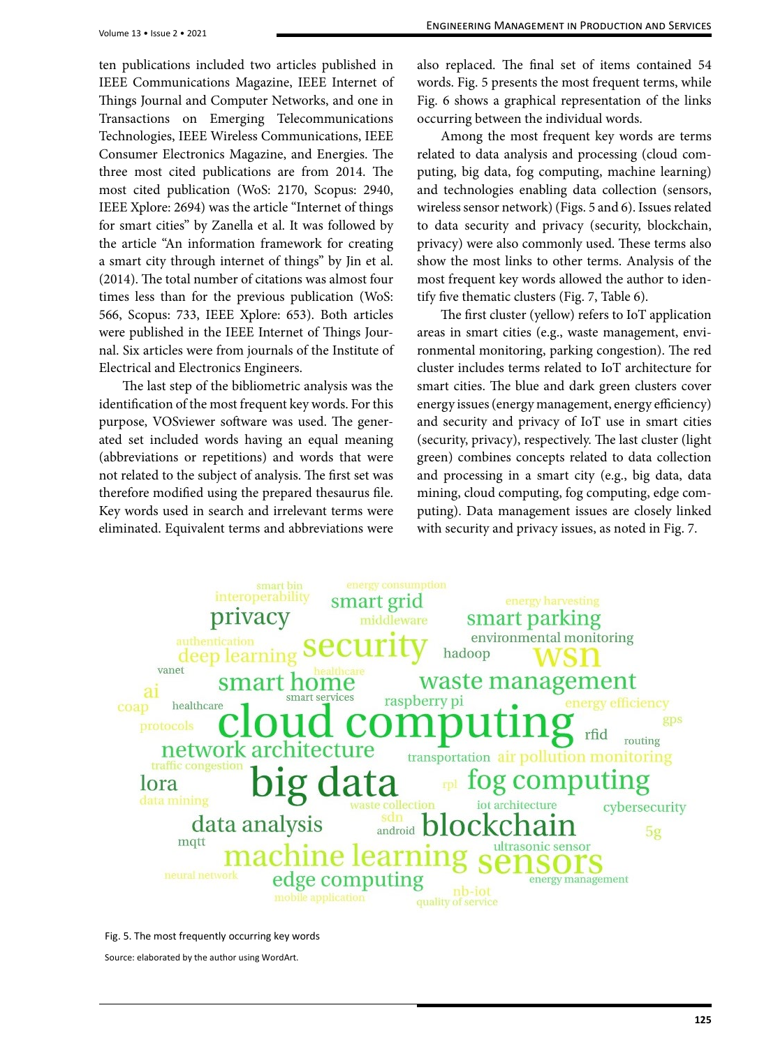ten publications included two articles published in IEEE Communications Magazine, IEEE Internet of Things Journal and Computer Networks, and one in Transactions on Emerging Telecommunications Technologies, IEEE Wireless Communications, IEEE Consumer Electronics Magazine, and Energies. The three most cited publications are from 2014. The most cited publication (WoS: 2170, Scopus: 2940, IEEE Xplore: 2694) was the article "Internet of things for smart cities" by Zanella et al. It was followed by the article "An information framework for creating a smart city through internet of things" by Jin et al. (2014). The total number of citations was almost four times less than for the previous publication (WoS: 566, Scopus: 733, IEEE Xplore: 653). Both articles were published in the IEEE Internet of Things Journal. Six articles were from journals of the Institute of Electrical and Electronics Engineers.

The last step of the bibliometric analysis was the identification of the most frequent key words. For this purpose, VOSviewer software was used. The generated set included words having an equal meaning (abbreviations or repetitions) and words that were not related to the subject of analysis. The first set was therefore modified using the prepared thesaurus file. Key words used in search and irrelevant terms were eliminated. Equivalent terms and abbreviations were also replaced. The final set of items contained 54 words. Fig. 5 presents the most frequent terms, while Fig. 6 shows a graphical representation of the links occurring between the individual words.

Among the most frequent key words are terms related to data analysis and processing (cloud computing, big data, fog computing, machine learning) and technologies enabling data collection (sensors, wireless sensor network) (Figs. 5 and 6). Issues related to data security and privacy (security, blockchain, privacy) were also commonly used. These terms also show the most links to other terms. Analysis of the most frequent key words allowed the author to identify five thematic clusters (Fig. 7, Table 6).

The first cluster (yellow) refers to IoT application areas in smart cities (e.g., waste management, environmental monitoring, parking congestion). The red cluster includes terms related to IoT architecture for smart cities. The blue and dark green clusters cover energy issues (energy management, energy efficiency) and security and privacy of IoT use in smart cities (security, privacy), respectively. The last cluster (light green) combines concepts related to data collection and processing in a smart city (e.g., big data, data mining, cloud computing, fog computing, edge computing). Data management issues are closely linked with security and privacy issues, as noted in Fig. 7.

Fig. 5. The most frequently occurring key words

Source: elaborated by the author using WordArt.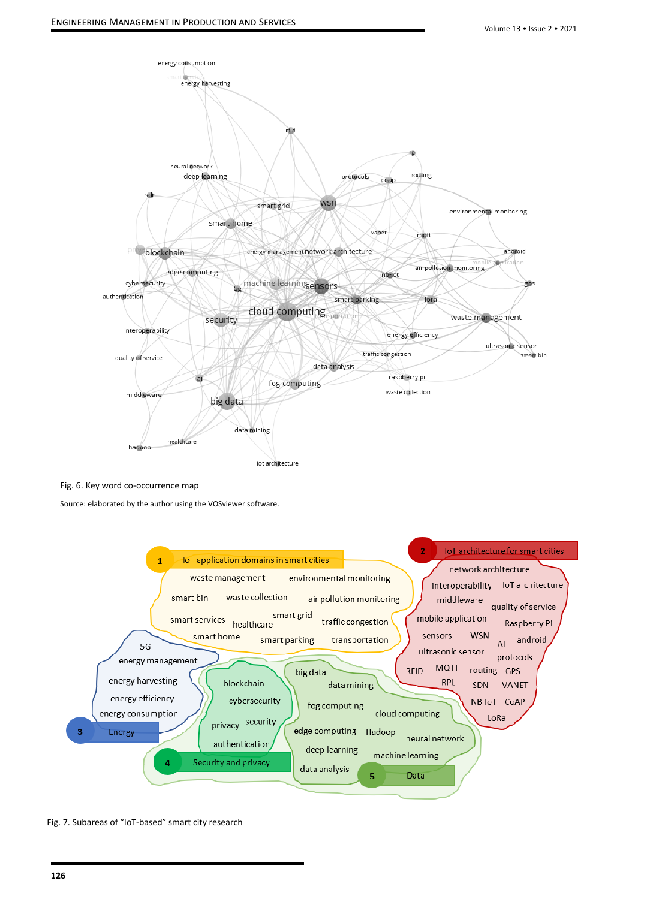energy consumption

energy harvesting

rfid

rpl

neural network

deep learning

protocols

coap

routing

sdn

wsn

smart grid

environmental monitoring

smart home

vanet

mqtt

blockchain

energy management

network architecture

android

air pollution monitoring

edge computing

nb-iot

cybersecurity

5g

machine learning

sensors

gps

authentication

smart parking

lora

cloud computing

security

waste management

interoperability

energy efficiency

ultrasonic sensor

traffic congestion

smart bin

quality of service

data analysis

raspberry pi

ai

fog computing

waste collection

middleware

big data

data mining

healthcare

hadoop

iot architecture

Fig. 6. Key word co-occurrence map

Source: elaborated by the author using the VOSviewer software.

1 IoT application domains in smart cities

waste management
environmental monitoring
smart bin
waste collection
air pollution monitoring
smart grid
smart services
healthcare
traffic congestion
smart home
smart parking
transportation

2 IoT architecture for smart cities

network architecture
interoperability
IoT architecture
middleware
quality of service
mobile application
Raspberry Pi
sensors
WSN
AI
android
ultrasonic sensor
protocols
RFID
MQTT
routing
GPS
RPL
SDN
VANET
NB-IoT
CoAP
LoRa

3 Energy

5G
energy management
energy harvesting
energy efficiency
energy consumption

4 Security and privacy

blockchain
cybersecurity
privacy
security
authentication

5 Data

big data
data mining
fog computing
cloud computing
edge computing
Hadoop
neural network
deep learning
machine learning
data analysis

Fig. 7. Subareas of "IoT-based" smart city research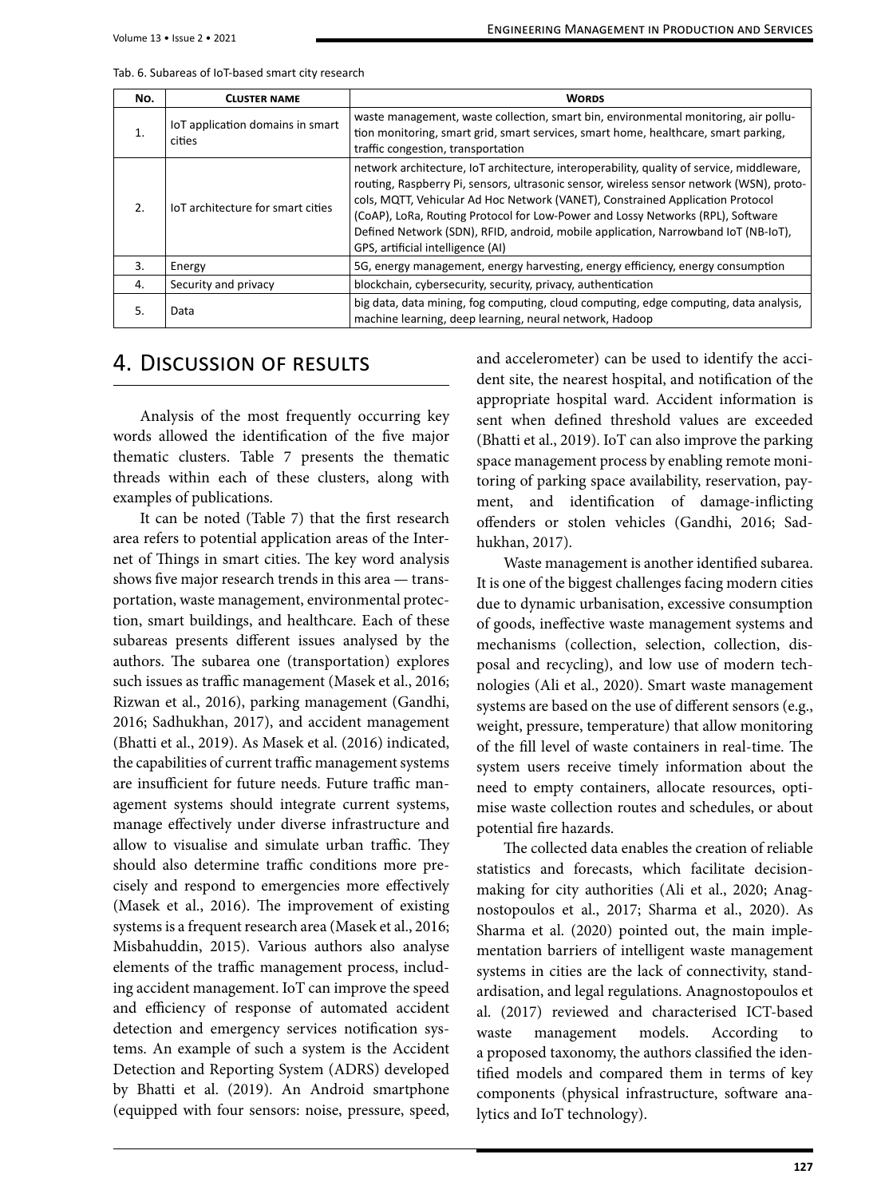Tab. 6. Subareas of IoT-based smart city research

| No. | Cluster name | Words |
|---|---|---|
| 1. | IoT application domains in smart cities | waste management, waste collection, smart bin, environmental monitoring, air pollution monitoring, smart grid, smart services, smart home, healthcare, smart parking, traffic congestion, transportation |
| 2. | IoT architecture for smart cities | network architecture, IoT architecture, interoperability, quality of service, middleware, routing, Raspberry Pi, sensors, ultrasonic sensor, wireless sensor network (WSN), protocols, MQTT, Vehicular Ad Hoc Network (VANET), Constrained Application Protocol (CoAP), LoRa, Routing Protocol for Low-Power and Lossy Networks (RPL), Software Defined Network (SDN), RFID, android, mobile application, Narrowband IoT (NB-IoT), GPS, artificial intelligence (AI) |
| 3. | Energy | 5G, energy management, energy harvesting, energy efficiency, energy consumption |
| 4. | Security and privacy | blockchain, cybersecurity, security, privacy, authentication |
| 5. | Data | big data, data mining, fog computing, cloud computing, edge computing, data analysis, machine learning, deep learning, neural network, Hadoop |

# 4. Discussion of results

Analysis of the most frequently occurring key words allowed the identification of the five major thematic clusters. Table 7 presents the thematic threads within each of these clusters, along with examples of publications.

It can be noted (Table 7) that the first research area refers to potential application areas of the Internet of Things in smart cities. The key word analysis shows five major research trends in this area — transportation, waste management, environmental protection, smart buildings, and healthcare. Each of these subareas presents different issues analysed by the authors. The subarea one (transportation) explores such issues as traffic management (Masek et al., 2016; Rizwan et al., 2016), parking management (Gandhi, 2016; Sadhukhan, 2017), and accident management (Bhatti et al., 2019). As Masek et al. (2016) indicated, the capabilities of current traffic management systems are insufficient for future needs. Future traffic management systems should integrate current systems, manage effectively under diverse infrastructure and allow to visualise and simulate urban traffic. They should also determine traffic conditions more precisely and respond to emergencies more effectively (Masek et al., 2016). The improvement of existing systems is a frequent research area (Masek et al., 2016; Misbahuddin, 2015). Various authors also analyse elements of the traffic management process, including accident management. IoT can improve the speed and efficiency of response of automated accident detection and emergency services notification systems. An example of such a system is the Accident Detection and Reporting System (ADRS) developed by Bhatti et al. (2019). An Android smartphone (equipped with four sensors: noise, pressure, speed, and accelerometer) can be used to identify the accident site, the nearest hospital, and notification of the appropriate hospital ward. Accident information is sent when defined threshold values are exceeded (Bhatti et al., 2019). IoT can also improve the parking space management process by enabling remote monitoring of parking space availability, reservation, payment, and identification of damage-inflicting offenders or stolen vehicles (Gandhi, 2016; Sadhukhan, 2017).

Waste management is another identified subarea. It is one of the biggest challenges facing modern cities due to dynamic urbanisation, excessive consumption of goods, ineffective waste management systems and mechanisms (collection, selection, collection, disposal and recycling), and low use of modern technologies (Ali et al., 2020). Smart waste management systems are based on the use of different sensors (e.g., weight, pressure, temperature) that allow monitoring of the fill level of waste containers in real-time. The system users receive timely information about the need to empty containers, allocate resources, optimise waste collection routes and schedules, or about potential fire hazards.

The collected data enables the creation of reliable statistics and forecasts, which facilitate decision-making for city authorities (Ali et al., 2020; Anagnostopoulos et al., 2017; Sharma et al., 2020). As Sharma et al. (2020) pointed out, the main implementation barriers of intelligent waste management systems in cities are the lack of connectivity, standardisation, and legal regulations. Anagnostopoulos et al. (2017) reviewed and characterised ICT-based waste management models. According to a proposed taxonomy, the authors classified the identified models and compared them in terms of key components (physical infrastructure, software analytics and IoT technology).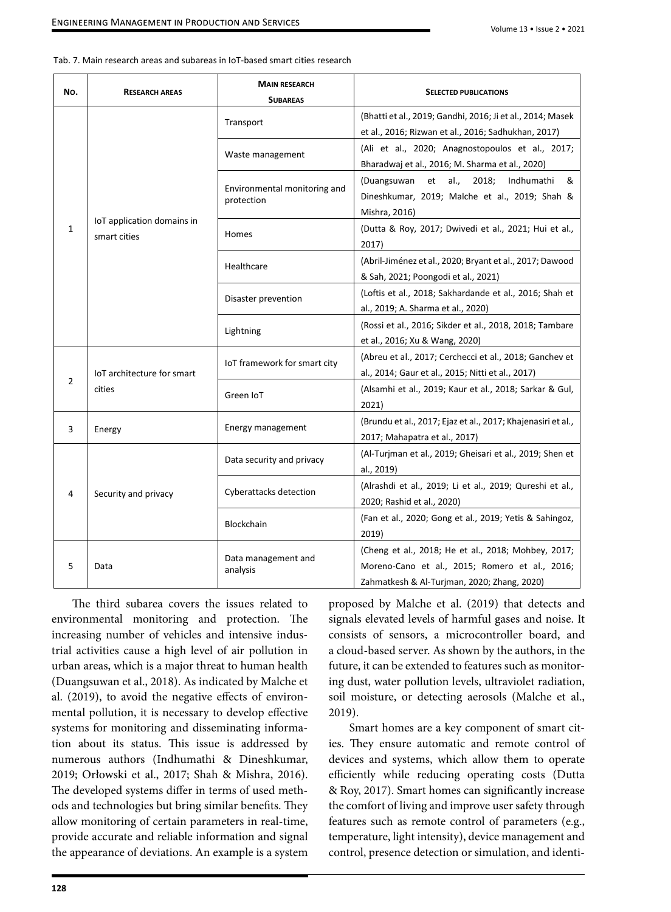Tab. 7. Main research areas and subareas in IoT-based smart cities research

| No. | Research areas | Main research Subareas | Selected publications |
|---|---|---|---|
| 1 | IoT application domains in smart cities | Transport | (Bhatti et al., 2019; Gandhi, 2016; Ji et al., 2014; Masek et al., 2016; Rizwan et al., 2016; Sadhukhan, 2017) |
| | | Waste management | (Ali et al., 2020; Anagnostopoulos et al., 2017; Bharadwaj et al., 2016; M. Sharma et al., 2020) |
| | | Environmental monitoring and protection | (Duangsuwan et al., 2018; Indhumathi & Dineshkumar, 2019; Malche et al., 2019; Shah & Mishra, 2016) |
| | | Homes | (Dutta & Roy, 2017; Dwivedi et al., 2021; Hui et al., 2017) |
| | | Healthcare | (Abril-Jiménez et al., 2020; Bryant et al., 2017; Dawood & Sah, 2021; Poongodi et al., 2021) |
| | | Disaster prevention | (Loftis et al., 2018; Sakhardande et al., 2016; Shah et al., 2019; A. Sharma et al., 2020) |
| | | Lightning | (Rossi et al., 2016; Sikder et al., 2018, 2018; Tambare et al., 2016; Xu & Wang, 2020) |
| 2 | IoT architecture for smart cities | IoT framework for smart city | (Abreu et al., 2017; Cerchecci et al., 2018; Ganchev et al., 2014; Gaur et al., 2015; Nitti et al., 2017) |
| | | Green IoT | (Alsamhi et al., 2019; Kaur et al., 2018; Sarkar & Gul, 2021) |
| 3 | Energy | Energy management | (Brundu et al., 2017; Ejaz et al., 2017; Khajenasiri et al., 2017; Mahapatra et al., 2017) |
| 4 | Security and privacy | Data security and privacy | (Al-Turjman et al., 2019; Gheisari et al., 2019; Shen et al., 2019) |
| | | Cyberattacks detection | (Alrashdi et al., 2019; Li et al., 2019; Qureshi et al., 2020; Rashid et al., 2020) |
| | | Blockchain | (Fan et al., 2020; Gong et al., 2019; Yetis & Sahingoz, 2019) |
| 5 | Data | Data management and analysis | (Cheng et al., 2018; He et al., 2018; Mohbey, 2017; Moreno-Cano et al., 2015; Romero et al., 2016; Zahmatkesh & Al-Turjman, 2020; Zhang, 2020) |

The third subarea covers the issues related to environmental monitoring and protection. The increasing number of vehicles and intensive industrial activities cause a high level of air pollution in urban areas, which is a major threat to human health (Duangsuwan et al., 2018). As indicated by Malche et al. (2019), to avoid the negative effects of environmental pollution, it is necessary to develop effective systems for monitoring and disseminating information about its status. This issue is addressed by numerous authors (Indhumathi & Dineshkumar, 2019; Orłowski et al., 2017; Shah & Mishra, 2016). The developed systems differ in terms of used methods and technologies but bring similar benefits. They allow monitoring of certain parameters in real-time, provide accurate and reliable information and signal the appearance of deviations. An example is a system proposed by Malche et al. (2019) that detects and signals elevated levels of harmful gases and noise. It consists of sensors, a microcontroller board, and a cloud-based server. As shown by the authors, in the future, it can be extended to features such as monitoring dust, water pollution levels, ultraviolet radiation, soil moisture, or detecting aerosols (Malche et al., 2019).

Smart homes are a key component of smart cities. They ensure automatic and remote control of devices and systems, which allow them to operate efficiently while reducing operating costs (Dutta & Roy, 2017). Smart homes can significantly increase the comfort of living and improve user safety through features such as remote control of parameters (e.g., temperature, light intensity), device management and control, presence detection or simulation, and identi-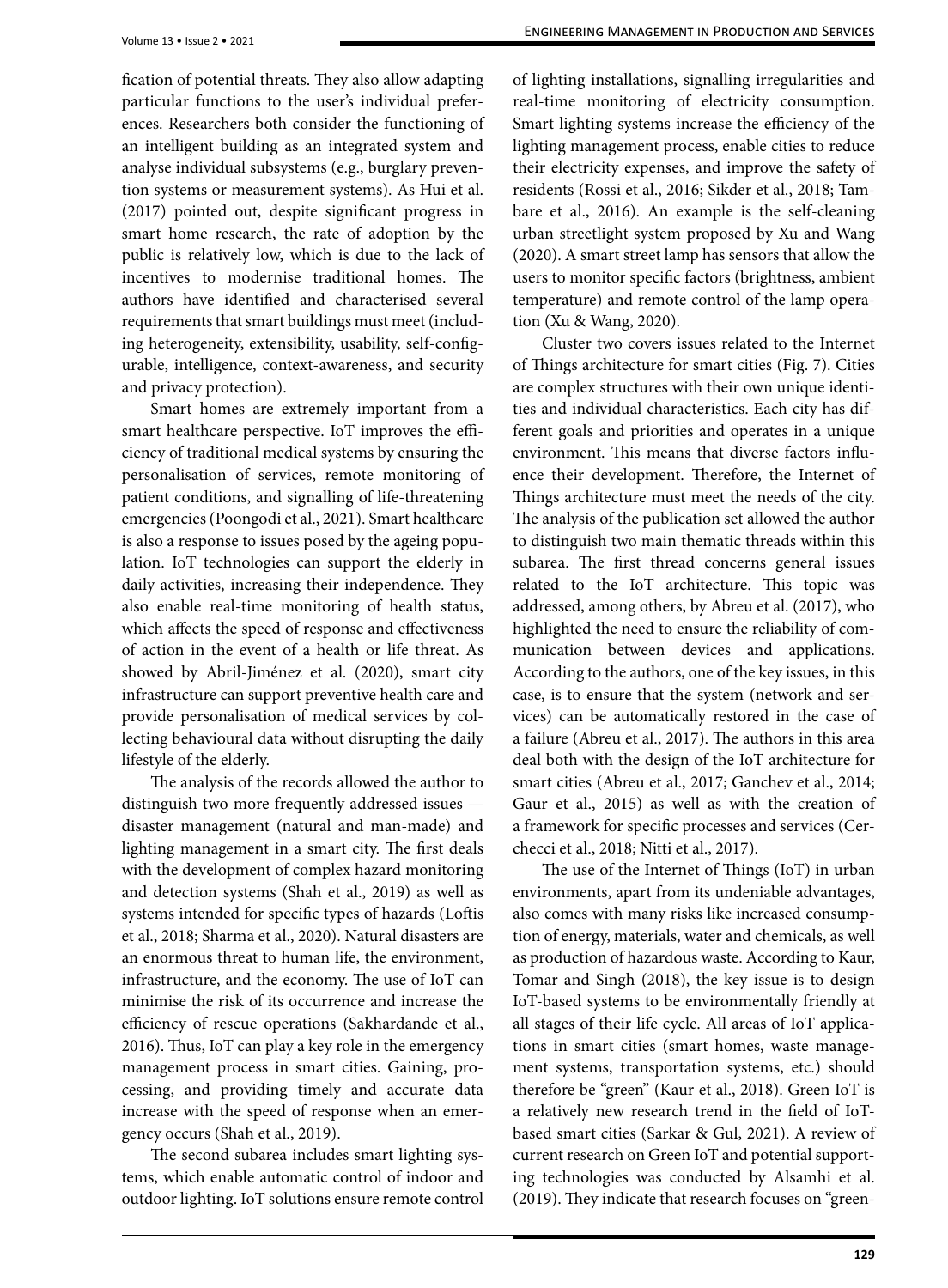fication of potential threats. They also allow adapting particular functions to the user's individual preferences. Researchers both consider the functioning of an intelligent building as an integrated system and analyse individual subsystems (e.g., burglary prevention systems or measurement systems). As Hui et al. (2017) pointed out, despite significant progress in smart home research, the rate of adoption by the public is relatively low, which is due to the lack of incentives to modernise traditional homes. The authors have identified and characterised several requirements that smart buildings must meet (including heterogeneity, extensibility, usability, self-configurable, intelligence, context-awareness, and security and privacy protection).

Smart homes are extremely important from a smart healthcare perspective. IoT improves the efficiency of traditional medical systems by ensuring the personalisation of services, remote monitoring of patient conditions, and signalling of life-threatening emergencies (Poongodi et al., 2021). Smart healthcare is also a response to issues posed by the ageing population. IoT technologies can support the elderly in daily activities, increasing their independence. They also enable real-time monitoring of health status, which affects the speed of response and effectiveness of action in the event of a health or life threat. As showed by Abril-Jiménez et al. (2020), smart city infrastructure can support preventive health care and provide personalisation of medical services by collecting behavioural data without disrupting the daily lifestyle of the elderly.

The analysis of the records allowed the author to distinguish two more frequently addressed issues — disaster management (natural and man-made) and lighting management in a smart city. The first deals with the development of complex hazard monitoring and detection systems (Shah et al., 2019) as well as systems intended for specific types of hazards (Loftis et al., 2018; Sharma et al., 2020). Natural disasters are an enormous threat to human life, the environment, infrastructure, and the economy. The use of IoT can minimise the risk of its occurrence and increase the efficiency of rescue operations (Sakhardande et al., 2016). Thus, IoT can play a key role in the emergency management process in smart cities. Gaining, processing, and providing timely and accurate data increase with the speed of response when an emergency occurs (Shah et al., 2019).

The second subarea includes smart lighting systems, which enable automatic control of indoor and outdoor lighting. IoT solutions ensure remote control of lighting installations, signalling irregularities and real-time monitoring of electricity consumption. Smart lighting systems increase the efficiency of the lighting management process, enable cities to reduce their electricity expenses, and improve the safety of residents (Rossi et al., 2016; Sikder et al., 2018; Tambare et al., 2016). An example is the self-cleaning urban streetlight system proposed by Xu and Wang (2020). A smart street lamp has sensors that allow the users to monitor specific factors (brightness, ambient temperature) and remote control of the lamp operation (Xu & Wang, 2020).

Cluster two covers issues related to the Internet of Things architecture for smart cities (Fig. 7). Cities are complex structures with their own unique identities and individual characteristics. Each city has different goals and priorities and operates in a unique environment. This means that diverse factors influence their development. Therefore, the Internet of Things architecture must meet the needs of the city. The analysis of the publication set allowed the author to distinguish two main thematic threads within this subarea. The first thread concerns general issues related to the IoT architecture. This topic was addressed, among others, by Abreu et al. (2017), who highlighted the need to ensure the reliability of communication between devices and applications. According to the authors, one of the key issues, in this case, is to ensure that the system (network and services) can be automatically restored in the case of a failure (Abreu et al., 2017). The authors in this area deal both with the design of the IoT architecture for smart cities (Abreu et al., 2017; Ganchev et al., 2014; Gaur et al., 2015) as well as with the creation of a framework for specific processes and services (Cerchecci et al., 2018; Nitti et al., 2017).

The use of the Internet of Things (IoT) in urban environments, apart from its undeniable advantages, also comes with many risks like increased consumption of energy, materials, water and chemicals, as well as production of hazardous waste. According to Kaur, Tomar and Singh (2018), the key issue is to design IoT-based systems to be environmentally friendly at all stages of their life cycle. All areas of IoT applications in smart cities (smart homes, waste management systems, transportation systems, etc.) should therefore be "green" (Kaur et al., 2018). Green IoT is a relatively new research trend in the field of IoT-based smart cities (Sarkar & Gul, 2021). A review of current research on Green IoT and potential supporting technologies was conducted by Alsamhi et al. (2019). They indicate that research focuses on "green-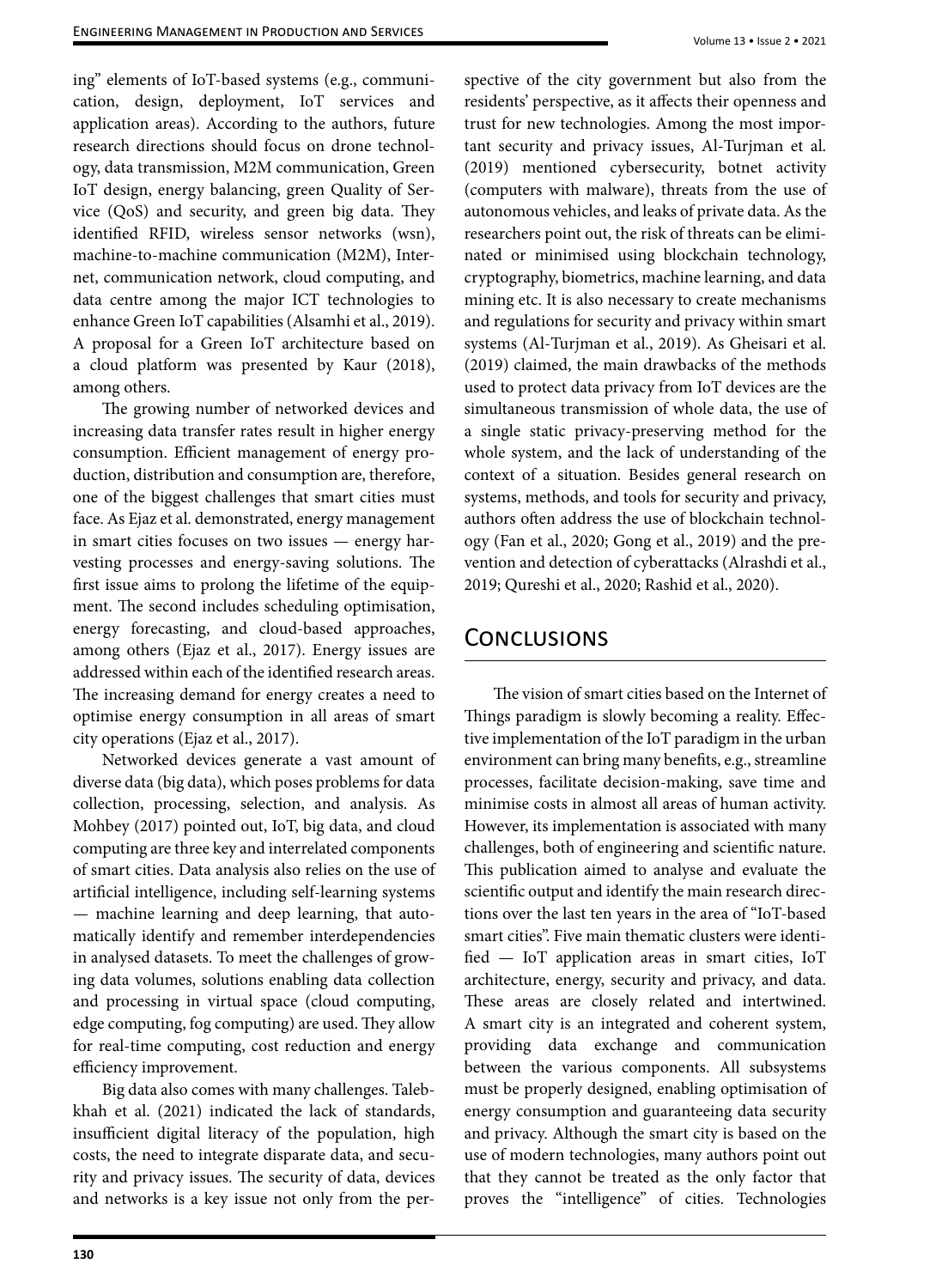ing" elements of IoT-based systems (e.g., communication, design, deployment, IoT services and application areas). According to the authors, future research directions should focus on drone technology, data transmission, M2M communication, Green IoT design, energy balancing, green Quality of Service (QoS) and security, and green big data. They identified RFID, wireless sensor networks (wsn), machine-to-machine communication (M2M), Internet, communication network, cloud computing, and data centre among the major ICT technologies to enhance Green IoT capabilities (Alsamhi et al., 2019). A proposal for a Green IoT architecture based on a cloud platform was presented by Kaur (2018), among others.

The growing number of networked devices and increasing data transfer rates result in higher energy consumption. Efficient management of energy production, distribution and consumption are, therefore, one of the biggest challenges that smart cities must face. As Ejaz et al. demonstrated, energy management in smart cities focuses on two issues — energy harvesting processes and energy-saving solutions. The first issue aims to prolong the lifetime of the equipment. The second includes scheduling optimisation, energy forecasting, and cloud-based approaches, among others (Ejaz et al., 2017). Energy issues are addressed within each of the identified research areas. The increasing demand for energy creates a need to optimise energy consumption in all areas of smart city operations (Ejaz et al., 2017).

Networked devices generate a vast amount of diverse data (big data), which poses problems for data collection, processing, selection, and analysis. As Mohbey (2017) pointed out, IoT, big data, and cloud computing are three key and interrelated components of smart cities. Data analysis also relies on the use of artificial intelligence, including self-learning systems — machine learning and deep learning, that automatically identify and remember interdependencies in analysed datasets. To meet the challenges of growing data volumes, solutions enabling data collection and processing in virtual space (cloud computing, edge computing, fog computing) are used. They allow for real-time computing, cost reduction and energy efficiency improvement.

Big data also comes with many challenges. Talebkhah et al. (2021) indicated the lack of standards, insufficient digital literacy of the population, high costs, the need to integrate disparate data, and security and privacy issues. The security of data, devices and networks is a key issue not only from the perspective of the city government but also from the residents' perspective, as it affects their openness and trust for new technologies. Among the most important security and privacy issues, Al-Turjman et al. (2019) mentioned cybersecurity, botnet activity (computers with malware), threats from the use of autonomous vehicles, and leaks of private data. As the researchers point out, the risk of threats can be eliminated or minimised using blockchain technology, cryptography, biometrics, machine learning, and data mining etc. It is also necessary to create mechanisms and regulations for security and privacy within smart systems (Al-Turjman et al., 2019). As Gheisari et al. (2019) claimed, the main drawbacks of the methods used to protect data privacy from IoT devices are the simultaneous transmission of whole data, the use of a single static privacy-preserving method for the whole system, and the lack of understanding of the context of a situation. Besides general research on systems, methods, and tools for security and privacy, authors often address the use of blockchain technology (Fan et al., 2020; Gong et al., 2019) and the prevention and detection of cyberattacks (Alrashdi et al., 2019; Qureshi et al., 2020; Rashid et al., 2020).

# Conclusions

The vision of smart cities based on the Internet of Things paradigm is slowly becoming a reality. Effective implementation of the IoT paradigm in the urban environment can bring many benefits, e.g., streamline processes, facilitate decision-making, save time and minimise costs in almost all areas of human activity. However, its implementation is associated with many challenges, both of engineering and scientific nature. This publication aimed to analyse and evaluate the scientific output and identify the main research directions over the last ten years in the area of "IoT-based smart cities". Five main thematic clusters were identified — IoT application areas in smart cities, IoT architecture, energy, security and privacy, and data. These areas are closely related and intertwined. A smart city is an integrated and coherent system, providing data exchange and communication between the various components. All subsystems must be properly designed, enabling optimisation of energy consumption and guaranteeing data security and privacy. Although the smart city is based on the use of modern technologies, many authors point out that they cannot be treated as the only factor that proves the "intelligence" of cities. Technologies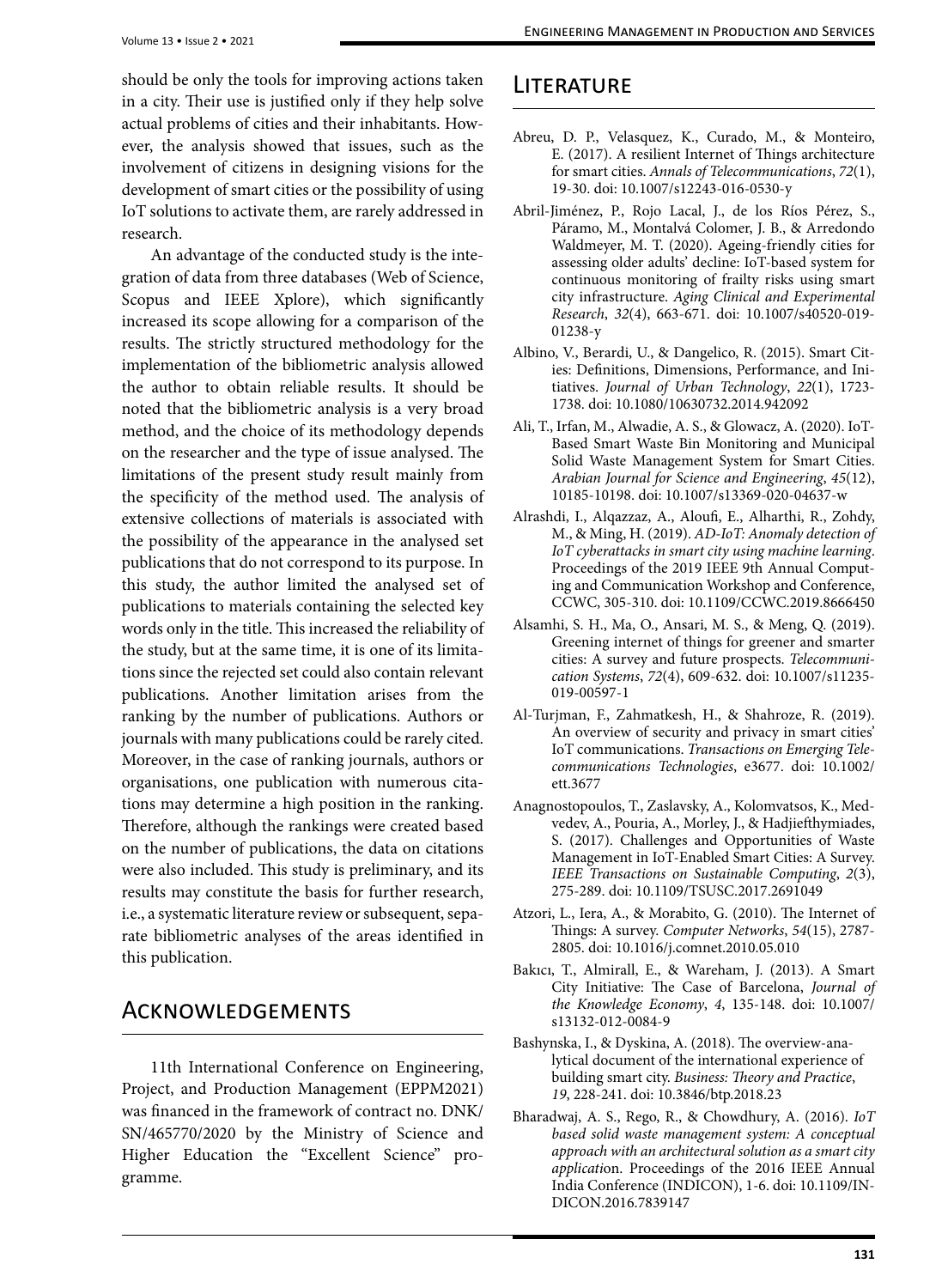should be only the tools for improving actions taken in a city. Their use is justified only if they help solve actual problems of cities and their inhabitants. However, the analysis showed that issues, such as the involvement of citizens in designing visions for the development of smart cities or the possibility of using IoT solutions to activate them, are rarely addressed in research.

An advantage of the conducted study is the integration of data from three databases (Web of Science, Scopus and IEEE Xplore), which significantly increased its scope allowing for a comparison of the results. The strictly structured methodology for the implementation of the bibliometric analysis allowed the author to obtain reliable results. It should be noted that the bibliometric analysis is a very broad method, and the choice of its methodology depends on the researcher and the type of issue analysed. The limitations of the present study result mainly from the specificity of the method used. The analysis of extensive collections of materials is associated with the possibility of the appearance in the analysed set publications that do not correspond to its purpose. In this study, the author limited the analysed set of publications to materials containing the selected key words only in the title. This increased the reliability of the study, but at the same time, it is one of its limitations since the rejected set could also contain relevant publications. Another limitation arises from the ranking by the number of publications. Authors or journals with many publications could be rarely cited. Moreover, in the case of ranking journals, authors or organisations, one publication with numerous citations may determine a high position in the ranking. Therefore, although the rankings were created based on the number of publications, the data on citations were also included. This study is preliminary, and its results may constitute the basis for further research, i.e., a systematic literature review or subsequent, separate bibliometric analyses of the areas identified in this publication.

# Acknowledgements

11th International Conference on Engineering, Project, and Production Management (EPPM2021) was financed in the framework of contract no. DNK/SN/465770/2020 by the Ministry of Science and Higher Education the "Excellent Science" programme.

# Literature

Abreu, D. P., Velasquez, K., Curado, M., & Monteiro, E. (2017). A resilient Internet of Things architecture for smart cities. *Annals of Telecommunications*, *72*(1), 19-30. doi: 10.1007/s12243-016-0530-y

Abril-Jiménez, P., Rojo Lacal, J., de los Ríos Pérez, S., Páramo, M., Montalvá Colomer, J. B., & Arredondo Waldmeyer, M. T. (2020). Ageing-friendly cities for assessing older adults' decline: IoT-based system for continuous monitoring of frailty risks using smart city infrastructure. *Aging Clinical and Experimental Research*, *32*(4), 663-671. doi: 10.1007/s40520-019-01238-y

Albino, V., Berardi, U., & Dangelico, R. (2015). Smart Cities: Definitions, Dimensions, Performance, and Initiatives. *Journal of Urban Technology*, *22*(1), 1723-1738. doi: 10.1080/10630732.2014.942092

Ali, T., Irfan, M., Alwadie, A. S., & Glowacz, A. (2020). IoT-Based Smart Waste Bin Monitoring and Municipal Solid Waste Management System for Smart Cities. *Arabian Journal for Science and Engineering*, *45*(12), 10185-10198. doi: 10.1007/s13369-020-04637-w

Alrashdi, I., Alqazzaz, A., Aloufi, E., Alharthi, R., Zohdy, M., & Ming, H. (2019). *AD-IoT: Anomaly detection of IoT cyberattacks in smart city using machine learning*. Proceedings of the 2019 IEEE 9th Annual Computing and Communication Workshop and Conference, CCWC, 305-310. doi: 10.1109/CCWC.2019.8666450

Alsamhi, S. H., Ma, O., Ansari, M. S., & Meng, Q. (2019). Greening internet of things for greener and smarter cities: A survey and future prospects. *Telecommunication Systems*, *72*(4), 609-632. doi: 10.1007/s11235-019-00597-1

Al-Turjman, F., Zahmatkesh, H., & Shahroze, R. (2019). An overview of security and privacy in smart cities' IoT communications. *Transactions on Emerging Telecommunications Technologies*, e3677. doi: 10.1002/ett.3677

Anagnostopoulos, T., Zaslavsky, A., Kolomvatsos, K., Medvedev, A., Pouria, A., Morley, J., & Hadjiefthymiades, S. (2017). Challenges and Opportunities of Waste Management in IoT-Enabled Smart Cities: A Survey. *IEEE Transactions on Sustainable Computing*, *2*(3), 275-289. doi: 10.1109/TSUSC.2017.2691049

Atzori, L., Iera, A., & Morabito, G. (2010). The Internet of Things: A survey. *Computer Networks*, *54*(15), 2787-2805. doi: 10.1016/j.comnet.2010.05.010

Bakıcı, T., Almirall, E., & Wareham, J. (2013). A Smart City Initiative: The Case of Barcelona, *Journal of the Knowledge Economy*, *4*, 135-148. doi: 10.1007/s13132-012-0084-9

Bashynska, I., & Dyskina, A. (2018). The overview-analytical document of the international experience of building smart city. *Business: Theory and Practice*, *19*, 228-241. doi: 10.3846/btp.2018.23

Bharadwaj, A. S., Rego, R., & Chowdhury, A. (2016). *IoT based solid waste management system: A conceptual approach with an architectural solution as a smart city application*. Proceedings of the 2016 IEEE Annual India Conference (INDICON), 1-6. doi: 10.1109/INDICON.2016.7839147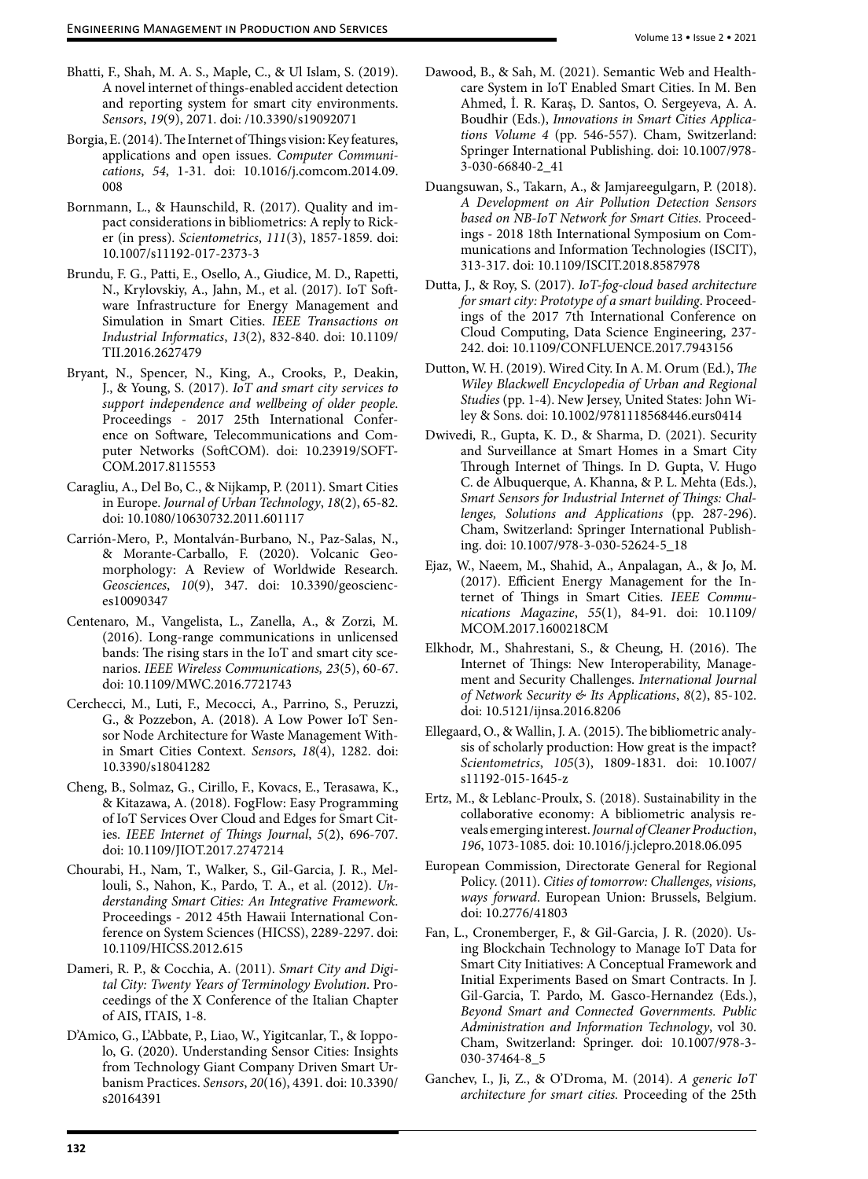Bhatti, F., Shah, M. A. S., Maple, C., & Ul Islam, S. (2019). A novel internet of things-enabled accident detection and reporting system for smart city environments. *Sensors*, *19*(9), 2071. doi: /10.3390/s19092071

Borgia, E. (2014). The Internet of Things vision: Key features, applications and open issues. *Computer Communications*, *54*, 1-31. doi: 10.1016/j.comcom.2014.09.008

Bornmann, L., & Haunschild, R. (2017). Quality and impact considerations in bibliometrics: A reply to Ricker (in press). *Scientometrics*, *111*(3), 1857-1859. doi: 10.1007/s11192-017-2373-3

Brundu, F. G., Patti, E., Osello, A., Giudice, M. D., Rapetti, N., Krylovskiy, A., Jahn, M., et al. (2017). IoT Software Infrastructure for Energy Management and Simulation in Smart Cities. *IEEE Transactions on Industrial Informatics*, *13*(2), 832-840. doi: 10.1109/TII.2016.2627479

Bryant, N., Spencer, N., King, A., Crooks, P., Deakin, J., & Young, S. (2017). *IoT and smart city services to support independence and wellbeing of older people*. Proceedings - 2017 25th International Conference on Software, Telecommunications and Computer Networks (SoftCOM). doi: 10.23919/SOFTCOM.2017.8115553

Caragliu, A., Del Bo, C., & Nijkamp, P. (2011). Smart Cities in Europe. *Journal of Urban Technology*, *18*(2), 65-82. doi: 10.1080/10630732.2011.601117

Carrión-Mero, P., Montalván-Burbano, N., Paz-Salas, N., & Morante-Carballo, F. (2020). Volcanic Geomorphology: A Review of Worldwide Research. *Geosciences*, *10*(9), 347. doi: 10.3390/geosciences10090347

Centenaro, M., Vangelista, L., Zanella, A., & Zorzi, M. (2016). Long-range communications in unlicensed bands: The rising stars in the IoT and smart city scenarios. *IEEE Wireless Communications, 23*(5), 60-67. doi: 10.1109/MWC.2016.7721743

Cerchecci, M., Luti, F., Mecocci, A., Parrino, S., Peruzzi, G., & Pozzebon, A. (2018). A Low Power IoT Sensor Node Architecture for Waste Management Within Smart Cities Context. *Sensors*, *18*(4), 1282. doi: 10.3390/s18041282

Cheng, B., Solmaz, G., Cirillo, F., Kovacs, E., Terasawa, K., & Kitazawa, A. (2018). FogFlow: Easy Programming of IoT Services Over Cloud and Edges for Smart Cities. *IEEE Internet of Things Journal*, *5*(2), 696-707. doi: 10.1109/JIOT.2017.2747214

Chourabi, H., Nam, T., Walker, S., Gil-Garcia, J. R., Mellouli, S., Nahon, K., Pardo, T. A., et al. (2012). *Understanding Smart Cities: An Integrative Framework*. Proceedings - 2012 45th Hawaii International Conference on System Sciences (HICSS), 2289-2297. doi: 10.1109/HICSS.2012.615

Dameri, R. P., & Cocchia, A. (2011). *Smart City and Digital City: Twenty Years of Terminology Evolution*. Proceedings of the X Conference of the Italian Chapter of AIS, ITAIS, 1-8.

D'Amico, G., L'Abbate, P., Liao, W., Yigitcanlar, T., & Ioppolo, G. (2020). Understanding Sensor Cities: Insights from Technology Giant Company Driven Smart Urbanism Practices. *Sensors*, *20*(16), 4391. doi: 10.3390/s20164391

Dawood, B., & Sah, M. (2021). Semantic Web and Healthcare System in IoT Enabled Smart Cities. In M. Ben Ahmed, İ. R. Karaş, D. Santos, O. Sergeyeva, A. A. Boudhir (Eds.), *Innovations in Smart Cities Applications Volume 4* (pp. 546-557). Cham, Switzerland: Springer International Publishing. doi: 10.1007/978-3-030-66840-2_41

Duangsuwan, S., Takarn, A., & Jamjareegulgarn, P. (2018). *A Development on Air Pollution Detection Sensors based on NB-IoT Network for Smart Cities.* Proceedings - 2018 18th International Symposium on Communications and Information Technologies (ISCIT), 313-317. doi: 10.1109/ISCIT.2018.8587978

Dutta, J., & Roy, S. (2017). *IoT-fog-cloud based architecture for smart city: Prototype of a smart building*. Proceedings of the 2017 7th International Conference on Cloud Computing, Data Science Engineering, 237-242. doi: 10.1109/CONFLUENCE.2017.7943156

Dutton, W. H. (2019). Wired City. In A. M. Orum (Ed.), *The Wiley Blackwell Encyclopedia of Urban and Regional Studies* (pp. 1-4). New Jersey, United States: John Wiley & Sons. doi: 10.1002/9781118568446.eurs0414

Dwivedi, R., Gupta, K. D., & Sharma, D. (2021). Security and Surveillance at Smart Homes in a Smart City Through Internet of Things. In D. Gupta, V. Hugo C. de Albuquerque, A. Khanna, & P. L. Mehta (Eds.), *Smart Sensors for Industrial Internet of Things: Challenges, Solutions and Applications* (pp. 287-296). Cham, Switzerland: Springer International Publishing. doi: 10.1007/978-3-030-52624-5_18

Ejaz, W., Naeem, M., Shahid, A., Anpalagan, A., & Jo, M. (2017). Efficient Energy Management for the Internet of Things in Smart Cities. *IEEE Communications Magazine*, *55*(1), 84-91. doi: 10.1109/MCOM.2017.1600218CM

Elkhodr, M., Shahrestani, S., & Cheung, H. (2016). The Internet of Things: New Interoperability, Management and Security Challenges. *International Journal of Network Security & Its Applications*, *8*(2), 85-102. doi: 10.5121/ijnsa.2016.8206

Ellegaard, O., & Wallin, J. A. (2015). The bibliometric analysis of scholarly production: How great is the impact? *Scientometrics*, *105*(3), 1809-1831. doi: 10.1007/s11192-015-1645-z

Ertz, M., & Leblanc-Proulx, S. (2018). Sustainability in the collaborative economy: A bibliometric analysis reveals emerging interest. *Journal of Cleaner Production*, *196*, 1073-1085. doi: 10.1016/j.jclepro.2018.06.095

European Commission, Directorate General for Regional Policy. (2011). *Cities of tomorrow: Challenges, visions, ways forward*. European Union: Brussels, Belgium. doi: 10.2776/41803

Fan, L., Cronemberger, F., & Gil-Garcia, J. R. (2020). Using Blockchain Technology to Manage IoT Data for Smart City Initiatives: A Conceptual Framework and Initial Experiments Based on Smart Contracts. In J. Gil-Garcia, T. Pardo, M. Gasco-Hernandez (Eds.), *Beyond Smart and Connected Governments. Public Administration and Information Technology*, vol 30. Cham, Switzerland: Springer. doi: 10.1007/978-3-030-37464-8_5

Ganchev, I., Ji, Z., & O'Droma, M. (2014). *A generic IoT architecture for smart cities.* Proceeding of the 25th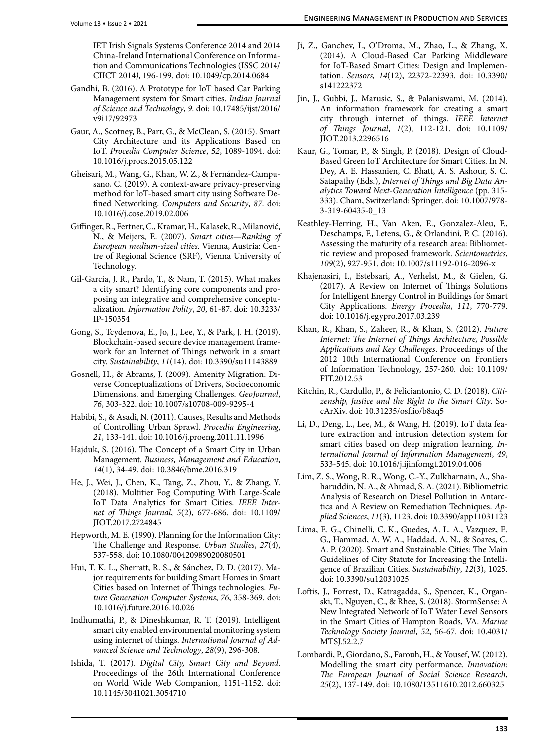IET Irish Signals Systems Conference 2014 and 2014 China-Ireland International Conference on Information and Communications Technologies (ISSC 2014/ CIICT 2014*)*, 196-199. doi: 10.1049/cp.2014.0684

Gandhi, B. (2016). A Prototype for IoT based Car Parking Management system for Smart cities. *Indian Journal of Science and Technology*, *9*. doi: 10.17485/ijst/2016/ v9i17/92973

Gaur, A., Scotney, B., Parr, G., & McClean, S. (2015). Smart City Architecture and its Applications Based on IoT. *Procedia Computer Science*, *52*, 1089-1094. doi: 10.1016/j.procs.2015.05.122

Gheisari, M., Wang, G., Khan, W. Z., & Fernández-Campusano, C. (2019). A context-aware privacy-preserving method for IoT-based smart city using Software Defined Networking. *Computers and Security*, *87*. doi: 10.1016/j.cose.2019.02.006

Giffinger, R., Fertner, C., Kramar, H., Kalasek, R., Milanović, N., & Meijers, E. (2007). *Smart cities—Ranking of European medium-sized cities*. Vienna, Austria: Centre of Regional Science (SRF), Vienna University of Technology.

Gil-Garcia, J. R., Pardo, T., & Nam, T. (2015). What makes a city smart? Identifying core components and proposing an integrative and comprehensive conceptualization. *Information Polity*, *20*, 61-87. doi: 10.3233/ IP-150354

Gong, S., Tcydenova, E., Jo, J., Lee, Y., & Park, J. H. (2019). Blockchain-based secure device management framework for an Internet of Things network in a smart city. *Sustainability*, *11*(14). doi: 10.3390/su11143889

Gosnell, H., & Abrams, J. (2009). Amenity Migration: Diverse Conceptualizations of Drivers, Socioeconomic Dimensions, and Emerging Challenges. *GeoJournal*, *76*, 303-322. doi: 10.1007/s10708-009-9295-4

Habibi, S., & Asadi, N. (2011). Causes, Results and Methods of Controlling Urban Sprawl. *Procedia Engineering*, *21*, 133-141. doi: 10.1016/j.proeng.2011.11.1996

Hajduk, S. (2016). The Concept of a Smart City in Urban Management. *Business, Management and Education*, *14*(1), 34-49. doi: 10.3846/bme.2016.319

He, J., Wei, J., Chen, K., Tang, Z., Zhou, Y., & Zhang, Y. (2018). Multitier Fog Computing With Large-Scale IoT Data Analytics for Smart Cities. *IEEE Internet of Things Journal*, *5*(2), 677-686. doi: 10.1109/ JIOT.2017.2724845

Hepworth, M. E. (1990). Planning for the Information City: The Challenge and Response. *Urban Studies*, *27*(4), 537-558. doi: 10.1080/00420989020080501

Hui, T. K. L., Sherratt, R. S., & Sánchez, D. D. (2017). Major requirements for building Smart Homes in Smart Cities based on Internet of Things technologies. *Future Generation Computer Systems*, *76*, 358-369. doi: 10.1016/j.future.2016.10.026

Indhumathi, P., & Dineshkumar, R. T. (2019). Intelligent smart city enabled environmental monitoring system using internet of things. *International Journal of Advanced Science and Technology*, *28*(9), 296-308.

Ishida, T. (2017). *Digital City, Smart City and Beyond.* Proceedings of the 26th International Conference on World Wide Web Companion, 1151-1152. doi: 10.1145/3041021.3054710

Ji, Z., Ganchev, I., O'Droma, M., Zhao, L., & Zhang, X. (2014). A Cloud-Based Car Parking Middleware for IoT-Based Smart Cities: Design and Implementation. *Sensors, 14*(12), 22372-22393. doi: 10.3390/ s141222372

Jin, J., Gubbi, J., Marusic, S., & Palaniswami, M. (2014). An information framework for creating a smart city through internet of things. *IEEE Internet of Things Journal*, *1*(2), 112-121. doi: 10.1109/ JIOT.2013.2296516

Kaur, G., Tomar, P., & Singh, P. (2018). Design of Cloud-Based Green IoT Architecture for Smart Cities. In N. Dey, A. E. Hassanien, C. Bhatt, A. S. Ashour, S. C. Satapathy (Eds.), *Internet of Things and Big Data Analytics Toward Next-Generation Intelligence* (pp. 315-333). Cham, Switzerland: Springer. doi: 10.1007/978-3-319-60435-0_13

Keathley-Herring, H., Van Aken, E., Gonzalez-Aleu, F., Deschamps, F., Letens, G., & Orlandini, P. C. (2016). Assessing the maturity of a research area: Bibliometric review and proposed framework. *Scientometrics*, *109*(2), 927-951. doi: 10.1007/s11192-016-2096-x

Khajenasiri, I., Estebsari, A., Verhelst, M., & Gielen, G. (2017). A Review on Internet of Things Solutions for Intelligent Energy Control in Buildings for Smart City Applications. *Energy Procedia*, *111*, 770-779. doi: 10.1016/j.egypro.2017.03.239

Khan, R., Khan, S., Zaheer, R., & Khan, S. (2012). *Future Internet: The Internet of Things Architecture, Possible Applications and Key Challenges*. Proceedings of the 2012 10th International Conference on Frontiers of Information Technology, 257-260. doi: 10.1109/ FIT.2012.53

Kitchin, R., Cardullo, P., & Feliciantonio, C. D. (2018). *Citizenship, Justice and the Right to the Smart City*. SocArXiv. doi: 10.31235/osf.io/b8aq5

Li, D., Deng, L., Lee, M., & Wang, H. (2019). IoT data feature extraction and intrusion detection system for smart cities based on deep migration learning. *International Journal of Information Management*, *49*, 533-545. doi: 10.1016/j.ijinfomgt.2019.04.006

Lim, Z. S., Wong, R. R., Wong, C.-Y., Zulkharnain, A., Shaharuddin, N. A., & Ahmad, S. A. (2021). Bibliometric Analysis of Research on Diesel Pollution in Antarctica and A Review on Remediation Techniques. *Applied Sciences*, *11*(3), 1123. doi: 10.3390/app11031123

Lima, E. G., Chinelli, C. K., Guedes, A. L. A., Vazquez, E. G., Hammad, A. W. A., Haddad, A. N., & Soares, C. A. P. (2020). Smart and Sustainable Cities: The Main Guidelines of City Statute for Increasing the Intelligence of Brazilian Cities*. Sustainability*, *12*(3), 1025. doi: 10.3390/su12031025

Loftis, J., Forrest, D., Katragadda, S., Spencer, K., Organski, T., Nguyen, C., & Rhee, S. (2018). StormSense: A New Integrated Network of IoT Water Level Sensors in the Smart Cities of Hampton Roads, VA. *Marine Technology Society Journal*, *52*, 56-67. doi: 10.4031/ MTSJ.52.2.7

Lombardi, P., Giordano, S., Farouh, H., & Yousef, W. (2012). Modelling the smart city performance. *Innovation: The European Journal of Social Science Research*, *25*(2), 137-149. doi: 10.1080/13511610.2012.660325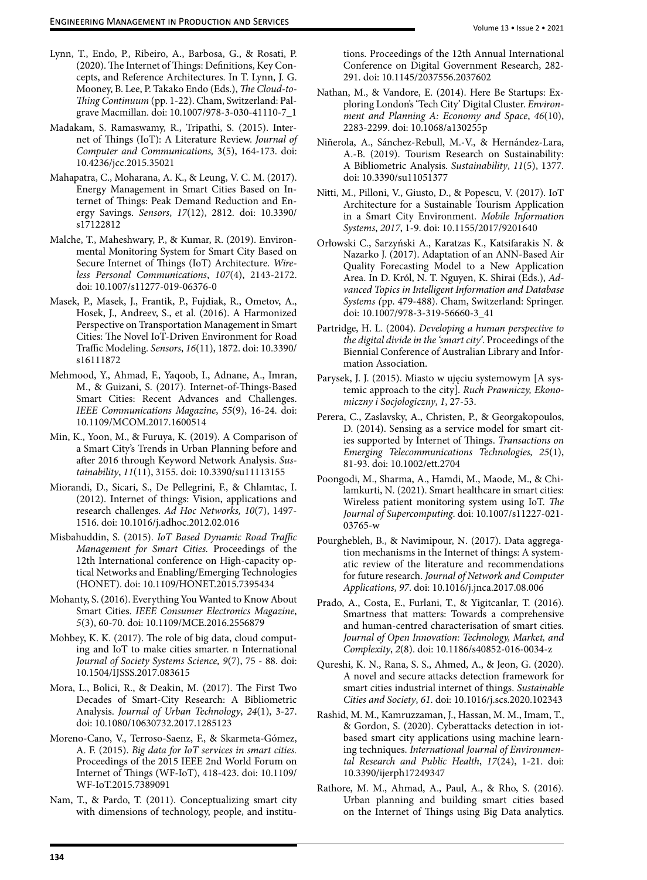Lynn, T., Endo, P., Ribeiro, A., Barbosa, G., & Rosati, P. (2020). The Internet of Things: Definitions, Key Concepts, and Reference Architectures. In T. Lynn, J. G. Mooney, B. Lee, P. Takako Endo (Eds.), *The Cloud-to-Thing Continuum* (pp. 1-22). Cham, Switzerland: Palgrave Macmillan. doi: 10.1007/978-3-030-41110-7_1

Madakam, S. Ramaswamy, R., Tripathi, S. (2015). Internet of Things (IoT): A Literature Review. *Journal of Computer and Communications,* 3(5), 164-173. doi: 10.4236/jcc.2015.35021

Mahapatra, C., Moharana, A. K., & Leung, V. C. M. (2017). Energy Management in Smart Cities Based on Internet of Things: Peak Demand Reduction and Energy Savings. *Sensors*, *17*(12), 2812. doi: 10.3390/s17122812

Malche, T., Maheshwary, P., & Kumar, R. (2019). Environmental Monitoring System for Smart City Based on Secure Internet of Things (IoT) Architecture. *Wireless Personal Communications*, *107*(4), 2143-2172. doi: 10.1007/s11277-019-06376-0

Masek, P., Masek, J., Frantik, P., Fujdiak, R., Ometov, A., Hosek, J., Andreev, S., et al. (2016). A Harmonized Perspective on Transportation Management in Smart Cities: The Novel IoT-Driven Environment for Road Traffic Modeling. *Sensors*, *16*(11), 1872. doi: 10.3390/s16111872

Mehmood, Y., Ahmad, F., Yaqoob, I., Adnane, A., Imran, M., & Guizani, S. (2017). Internet-of-Things-Based Smart Cities: Recent Advances and Challenges. *IEEE Communications Magazine*, *55*(9), 16-24. doi: 10.1109/MCOM.2017.1600514

Min, K., Yoon, M., & Furuya, K. (2019). A Comparison of a Smart City's Trends in Urban Planning before and after 2016 through Keyword Network Analysis. *Sustainability*, *11*(11), 3155. doi: 10.3390/su11113155

Miorandi, D., Sicari, S., De Pellegrini, F., & Chlamtac, I. (2012). Internet of things: Vision, applications and research challenges. *Ad Hoc Networks, 10*(7), 1497-1516. doi: 10.1016/j.adhoc.2012.02.016

Misbahuddin, S. (2015). *IoT Based Dynamic Road Traffic Management for Smart Cities.* Proceedings of the 12th International conference on High-capacity optical Networks and Enabling/Emerging Technologies (HONET). doi: 10.1109/HONET.2015.7395434

Mohanty, S. (2016). Everything You Wanted to Know About Smart Cities. *IEEE Consumer Electronics Magazine*, *5*(3), 60-70. doi: 10.1109/MCE.2016.2556879

Mohbey, K. K. (2017). The role of big data, cloud computing and IoT to make cities smarter. n International *Journal of Society Systems Science, 9*(7), 75 - 88. doi: 10.1504/IJSSS.2017.083615

Mora, L., Bolici, R., & Deakin, M. (2017). The First Two Decades of Smart-City Research: A Bibliometric Analysis. *Journal of Urban Technology*, *24*(1), 3-27. doi: 10.1080/10630732.2017.1285123

Moreno-Cano, V., Terroso-Saenz, F., & Skarmeta-Gómez, A. F. (2015). *Big data for IoT services in smart cities.* Proceedings of the 2015 IEEE 2nd World Forum on Internet of Things (WF-IoT), 418-423. doi: 10.1109/WF-IoT.2015.7389091

Nam, T., & Pardo, T. (2011). Conceptualizing smart city with dimensions of technology, people, and institutions. Proceedings of the 12th Annual International Conference on Digital Government Research, 282-291. doi: 10.1145/2037556.2037602

Nathan, M., & Vandore, E. (2014). Here Be Startups: Exploring London's 'Tech City' Digital Cluster. *Environment and Planning A: Economy and Space*, *46*(10), 2283-2299. doi: 10.1068/a130255p

Niñerola, A., Sánchez-Rebull, M.-V., & Hernández-Lara, A.-B. (2019). Tourism Research on Sustainability: A Bibliometric Analysis. *Sustainability*, *11*(5), 1377. doi: 10.3390/su11051377

Nitti, M., Pilloni, V., Giusto, D., & Popescu, V. (2017). IoT Architecture for a Sustainable Tourism Application in a Smart City Environment. *Mobile Information Systems*, *2017*, 1-9. doi: 10.1155/2017/9201640

Orłowski C., Sarzyński A., Karatzas K., Katsifarakis N. & Nazarko J. (2017). Adaptation of an ANN-Based Air Quality Forecasting Model to a New Application Area. In D. Król, N. T. Nguyen, K. Shirai (Eds.), *Advanced Topics in Intelligent Information and Database Systems (*pp. 479-488). Cham, Switzerland: Springer. doi: 10.1007/978-3-319-56660-3_41

Partridge, H. L. (2004). *Developing a human perspective to the digital divide in the 'smart city'*. Proceedings of the Biennial Conference of Australian Library and Information Association.

Parysek, J. J. (2015). Miasto w ujęciu systemowym [A systemic approach to the city]. *Ruch Prawniczy, Ekonomiczny i Socjologiczny*, *1*, 27-53.

Perera, C., Zaslavsky, A., Christen, P., & Georgakopoulos, D. (2014). Sensing as a service model for smart cities supported by Internet of Things. *Transactions on Emerging Telecommunications Technologies, 25*(1), 81-93. doi: 10.1002/ett.2704

Poongodi, M., Sharma, A., Hamdi, M., Maode, M., & Chilamkurti, N. (2021). Smart healthcare in smart cities: Wireless patient monitoring system using IoT. *The Journal of Supercomputing*. doi: 10.1007/s11227-021-03765-w

Pourghebleh, B., & Navimipour, N. (2017). Data aggregation mechanisms in the Internet of things: A systematic review of the literature and recommendations for future research. *Journal of Network and Computer Applications*, *97*. doi: 10.1016/j.jnca.2017.08.006

Prado, A., Costa, E., Furlani, T., & Yigitcanlar, T. (2016). Smartness that matters: Towards a comprehensive and human-centred characterisation of smart cities. *Journal of Open Innovation: Technology, Market, and Complexity*, *2*(8). doi: 10.1186/s40852-016-0034-z

Qureshi, K. N., Rana, S. S., Ahmed, A., & Jeon, G. (2020). A novel and secure attacks detection framework for smart cities industrial internet of things. *Sustainable Cities and Society*, *61*. doi: 10.1016/j.scs.2020.102343

Rashid, M. M., Kamruzzaman, J., Hassan, M. M., Imam, T., & Gordon, S. (2020). Cyberattacks detection in iot-based smart city applications using machine learning techniques. *International Journal of Environmental Research and Public Health*, *17*(24), 1-21. doi: 10.3390/ijerph17249347

Rathore, M. M., Ahmad, A., Paul, A., & Rho, S. (2016). Urban planning and building smart cities based on the Internet of Things using Big Data analytics.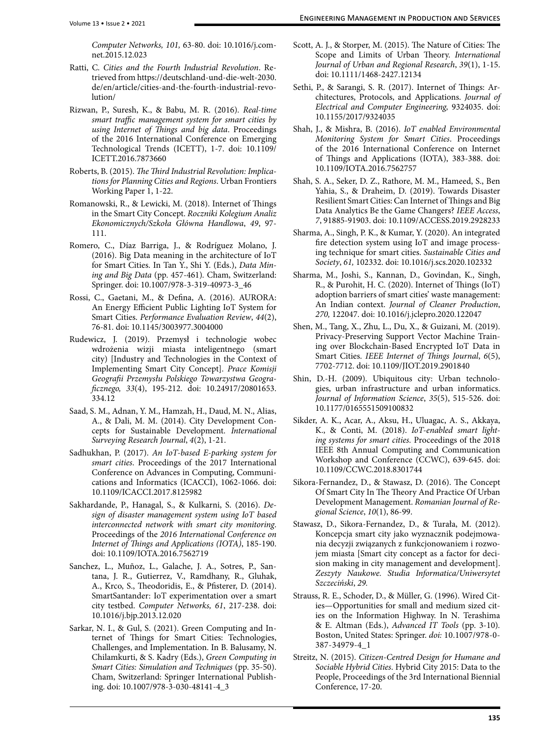*Computer Networks, 101,* 63-80. doi: 10.1016/j.comnet.2015.12.023

Ratti, C. *Cities and the Fourth Industrial Revolution*. Retrieved from https://deutschland-und-die-welt-2030.de/en/article/cities-and-the-fourth-industrial-revolution/

Rizwan, P., Suresh, K., & Babu, M. R. (2016). *Real-time smart traffic management system for smart cities by using Internet of Things and big data*. Proceedings of the 2016 International Conference on Emerging Technological Trends (ICETT), 1-7. doi: 10.1109/ICETT.2016.7873660

Roberts, B. (2015). *The Third Industrial Revolution: Implications for Planning Cities and Regions*. Urban Frontiers Working Paper 1, 1-22.

Romanowski, R., & Lewicki, M. (2018). Internet of Things in the Smart City Concept. *Roczniki Kolegium Analiz Ekonomicznych/Szkoła Główna Handlowa*, *49*, 97-111.

Romero, C., Díaz Barriga, J., & Rodríguez Molano, J. (2016). Big Data meaning in the architecture of IoT for Smart Cities. In Tan Y., Shi Y. (Eds.), *Data Mining and Big Data* (pp. 457-461). Cham, Switzerland: Springer. doi: 10.1007/978-3-319-40973-3_46

Rossi, C., Gaetani, M., & Defina, A. (2016). AURORA: An Energy Efficient Public Lighting IoT System for Smart Cities. *Performance Evaluation Review*, *44*(2), 76-81. doi: 10.1145/3003977.3004000

Rudewicz, J. (2019). Przemysł i technologie wobec wdrożenia wizji miasta inteligentnego (smart city) [Industry and Technologies in the Context of Implementing Smart City Concept]. *Prace Komisji Geografii Przemysłu Polskiego Towarzystwa Geograficznego, 33*(4), 195-212. doi: 10.24917/20801653.334.12

Saad, S. M., Adnan, Y. M., Hamzah, H., Daud, M. N., Alias, A., & Dali, M. M. (2014). City Development Concepts for Sustainable Development. *International Surveying Research Journal*, *4*(2), 1-21.

Sadhukhan, P. (2017). *An IoT-based E-parking system for smart cities.* Proceedings of the 2017 International Conference on Advances in Computing, Communications and Informatics (ICACCI), 1062-1066. doi: 10.1109/ICACCI.2017.8125982

Sakhardande, P., Hanagal, S., & Kulkarni, S. (2016). *Design of disaster management system using IoT based interconnected network with smart city monitoring*. Proceedings of the *2016 International Conference on Internet of Things and Applications (IOTA)*, 185-190. doi: 10.1109/IOTA.2016.7562719

Sanchez, L., Muñoz, L., Galache, J. A., Sotres, P., Santana, J. R., Gutierrez, V., Ramdhany, R., Gluhak, A., Krco, S., Theodoridis, E., & Pfisterer, D. (2014). SmartSantander: IoT experimentation over a smart city testbed. *Computer Networks, 61*, 217-238. doi: 10.1016/j.bjp.2013.12.020

Sarkar, N. I., & Gul, S. (2021). Green Computing and Internet of Things for Smart Cities: Technologies, Challenges, and Implementation. In B. Balusamy, N. Chilamkurti, & S. Kadry (Eds.), *Green Computing in Smart Cities: Simulation and Techniques* (pp. 35-50). Cham, Switzerland: Springer International Publishing. doi: 10.1007/978-3-030-48141-4_3

Scott, A. J., & Storper, M. (2015). The Nature of Cities: The Scope and Limits of Urban Theory. *International Journal of Urban and Regional Research*, *39*(1), 1-15. doi: 10.1111/1468-2427.12134

Sethi, P., & Sarangi, S. R. (2017). Internet of Things: Architectures, Protocols, and Applications. *Journal of Electrical and Computer Engineering,* 9324035. doi: 10.1155/2017/9324035

Shah, J., & Mishra, B. (2016). *IoT enabled Environmental Monitoring System for Smart Cities*. Proceedings of the 2016 International Conference on Internet of Things and Applications (IOTA), 383-388. doi: 10.1109/IOTA.2016.7562757

Shah, S. A., Seker, D. Z., Rathore, M. M., Hameed, S., Ben Yahia, S., & Draheim, D. (2019). Towards Disaster Resilient Smart Cities: Can Internet of Things and Big Data Analytics Be the Game Changers? *IEEE Access*, *7*, 91885-91903. doi: 10.1109/ACCESS.2019.2928233

Sharma, A., Singh, P. K., & Kumar, Y. (2020). An integrated fire detection system using IoT and image processing technique for smart cities. *Sustainable Cities and Society*, *61,* 102332. doi: 10.1016/j.scs.2020.102332

Sharma, M., Joshi, S., Kannan, D., Govindan, K., Singh, R., & Purohit, H. C. (2020). Internet of Things (IoT) adoption barriers of smart cities' waste management: An Indian context. *Journal of Cleaner Production*, *270,* 122047. doi: 10.1016/j.jclepro.2020.122047

Shen, M., Tang, X., Zhu, L., Du, X., & Guizani, M. (2019). Privacy-Preserving Support Vector Machine Training over Blockchain-Based Encrypted IoT Data in Smart Cities. *IEEE Internet of Things Journal*, *6*(5), 7702-7712. doi: 10.1109/JIOT.2019.2901840

Shin, D.-H. (2009). Ubiquitous city: Urban technologies, urban infrastructure and urban informatics. *Journal of Information Science*, *35*(5), 515-526. doi: 10.1177/0165551509100832

Sikder, A. K., Acar, A., Aksu, H., Uluagac, A. S., Akkaya, K., & Conti, M. (2018). *IoT-enabled smart lighting systems for smart cities.* Proceedings of the 2018 IEEE 8th Annual Computing and Communication Workshop and Conference (CCWC), 639-645. doi: 10.1109/CCWC.2018.8301744

Sikora-Fernandez, D., & Stawasz, D. (2016). The Concept Of Smart City In The Theory And Practice Of Urban Development Management. *Romanian Journal of Regional Science*, *10*(1), 86-99.

Stawasz, D., Sikora-Fernandez, D., & Turała, M. (2012). Koncepcja smart city jako wyznacznik podejmowania decyzji związanych z funkcjonowaniem i rozwojem miasta [Smart city concept as a factor for decision making in city management and development]. *Zeszyty Naukowe. Studia Informatica/Uniwersytet Szczeciński*, *29.*

Strauss, R. E., Schoder, D., & Müller, G. (1996). Wired Cities—Opportunities for small and medium sized cities on the Information Highway. In N. Terashima & E. Altman (Eds.), *Advanced IT Tools* (pp. 3-10). Boston, United States: Springer. *doi:* 10.1007/978-0-387-34979-4_1

Streitz, N. (2015). *Citizen-Centred Design for Humane and Sociable Hybrid Cities*. Hybrid City 2015: Data to the People, Proceedings of the 3rd International Biennial Conference, 17-20.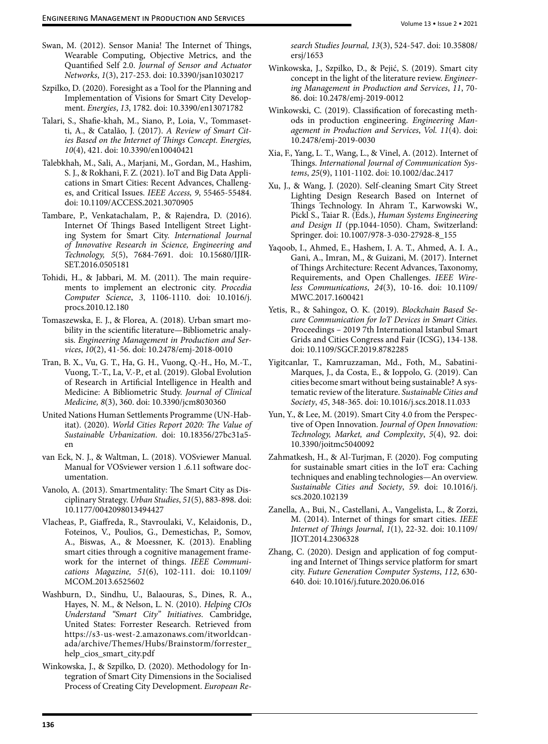Swan, M. (2012). Sensor Mania! The Internet of Things, Wearable Computing, Objective Metrics, and the Quantified Self 2.0. *Journal of Sensor and Actuator Networks*, *1*(3), 217-253. doi: 10.3390/jsan1030217

Szpilko, D. (2020). Foresight as a Tool for the Planning and Implementation of Visions for Smart City Development. *Energies*, *13*, 1782. doi: 10.3390/en13071782

Talari, S., Shafie-khah, M., Siano, P., Loia, V., Tommasetti, A., & Catalão, J. (2017). *A Review of Smart Cities Based on the Internet of Things Concept. Energies, 10*(4), 421. doi: 10.3390/en10040421

Talebkhah, M., Sali, A., Marjani, M., Gordan, M., Hashim, S. J., & Rokhani, F. Z. (2021). IoT and Big Data Applications in Smart Cities: Recent Advances, Challenges, and Critical Issues. *IEEE Access, 9*, 55465-55484. doi: 10.1109/ACCESS.2021.3070905

Tambare, P., Venkatachalam, P., & Rajendra, D. (2016). Internet Of Things Based Intelligent Street Lighting System for Smart City. *International Journal of Innovative Research in Science, Engineering and Technology, 5*(5), 7684-7691. doi: 10.15680/IJIRSET.2016.0505181

Tohidi, H., & Jabbari, M. M. (2011). The main requirements to implement an electronic city. *Procedia Computer Science*, *3*, 1106-1110. doi: 10.1016/j.procs.2010.12.180

Tomaszewska, E. J., & Florea, A. (2018). Urban smart mobility in the scientific literature—Bibliometric analysis. *Engineering Management in Production and Services*, *10*(2), 41-56. doi: 10.2478/emj-2018-0010

Tran, B. X., Vu, G. T., Ha, G. H., Vuong, Q.-H., Ho, M.-T., Vuong, T.-T., La, V.-P., et al. (2019). Global Evolution of Research in Artificial Intelligence in Health and Medicine: A Bibliometric Study. *Journal of Clinical Medicine, 8*(3), 360. doi: 10.3390/jcm8030360

United Nations Human Settlements Programme (UN-Habitat). (2020). *World Cities Report 2020: The Value of Sustainable Urbanization*. doi: 10.18356/27bc31a5-en

van Eck, N. J., & Waltman, L. (2018). VOSviewer Manual. Manual for VOSviewer version 1 .6.11 software documentation.

Vanolo, A. (2013). Smartmentality: The Smart City as Disciplinary Strategy. *Urban Studies*, *51*(5), 883-898. doi: 10.1177/0042098013494427

Vlacheas, P., Giaffreda, R., Stavroulaki, V., Kelaidonis, D., Foteinos, V., Poulios, G., Demestichas, P., Somov, A., Biswas, A., & Moessner, K. (2013). Enabling smart cities through a cognitive management framework for the internet of things. *IEEE Communications Magazine, 51*(6), 102-111. doi: 10.1109/MCOM.2013.6525602

Washburn, D., Sindhu, U., Balaouras, S., Dines, R. A., Hayes, N. M., & Nelson, L. N. (2010). *Helping CIOs Understand "Smart City" Initiatives*. Cambridge, United States: Forrester Research. Retrieved from https://s3-us-west-2.amazonaws.com/itworldcanada/archive/Themes/Hubs/Brainstorm/forrester_help_cios_smart_city.pdf

Winkowska, J., & Szpilko, D. (2020). Methodology for Integration of Smart City Dimensions in the Socialised Process of Creating City Development. *European Research Studies Journal, 13*(3), 524-547. doi: 10.35808/ersj/1653

Winkowska, J., Szpilko, D., & Pejić, S. (2019). Smart city concept in the light of the literature review. *Engineering Management in Production and Services*, *11*, 70-86. doi: 10.2478/emj-2019-0012

Winkowski, C. (2019). Classification of forecasting methods in production engineering. *Engineering Management in Production and Services*, *Vol. 11*(4). doi: 10.2478/emj-2019-0030

Xia, F., Yang, L. T., Wang, L., & Vinel, A. (2012). Internet of Things. *International Journal of Communication Systems*, *25*(9), 1101-1102. doi: 10.1002/dac.2417

Xu, J., & Wang, J. (2020). Self-cleaning Smart City Street Lighting Design Research Based on Internet of Things Technology. In Ahram T., Karwowski W., Pickl S., Taiar R. (Eds.), *Human Systems Engineering and Design II* (pp.1044-1050). Cham, Switzerland: Springer. doi: 10.1007/978-3-030-27928-8_155

Yaqoob, I., Ahmed, E., Hashem, I. A. T., Ahmed, A. I. A., Gani, A., Imran, M., & Guizani, M. (2017). Internet of Things Architecture: Recent Advances, Taxonomy, Requirements, and Open Challenges. *IEEE Wireless Communications*, *24*(3), 10-16. doi: 10.1109/MWC.2017.1600421

Yetis, R., & Sahingoz, O. K. (2019). *Blockchain Based Secure Communication for IoT Devices in Smart Cities.* Proceedings – 2019 7th International Istanbul Smart Grids and Cities Congress and Fair (ICSG), 134-138. doi: 10.1109/SGCF.2019.8782285

Yigitcanlar, T., Kamruzzaman, Md., Foth, M., Sabatini-Marques, J., da Costa, E., & Ioppolo, G. (2019). Can cities become smart without being sustainable? A systematic review of the literature. *Sustainable Cities and Society*, *45*, 348-365. doi: 10.1016/j.scs.2018.11.033

Yun, Y., & Lee, M. (2019). Smart City 4.0 from the Perspective of Open Innovation. *Journal of Open Innovation: Technology, Market, and Complexity*, *5*(4), 92. doi: 10.3390/joitmc5040092

Zahmatkesh, H., & Al-Turjman, F. (2020). Fog computing for sustainable smart cities in the IoT era: Caching techniques and enabling technologies—An overview. *Sustainable Cities and Society*, *59*. doi: 10.1016/j.scs.2020.102139

Zanella, A., Bui, N., Castellani, A., Vangelista, L., & Zorzi, M. (2014). Internet of things for smart cities. *IEEE Internet of Things Journal*, *1*(1), 22-32. doi: 10.1109/JIOT.2014.2306328

Zhang, C. (2020). Design and application of fog computing and Internet of Things service platform for smart city. *Future Generation Computer Systems*, *112*, 630-640. doi: 10.1016/j.future.2020.06.016